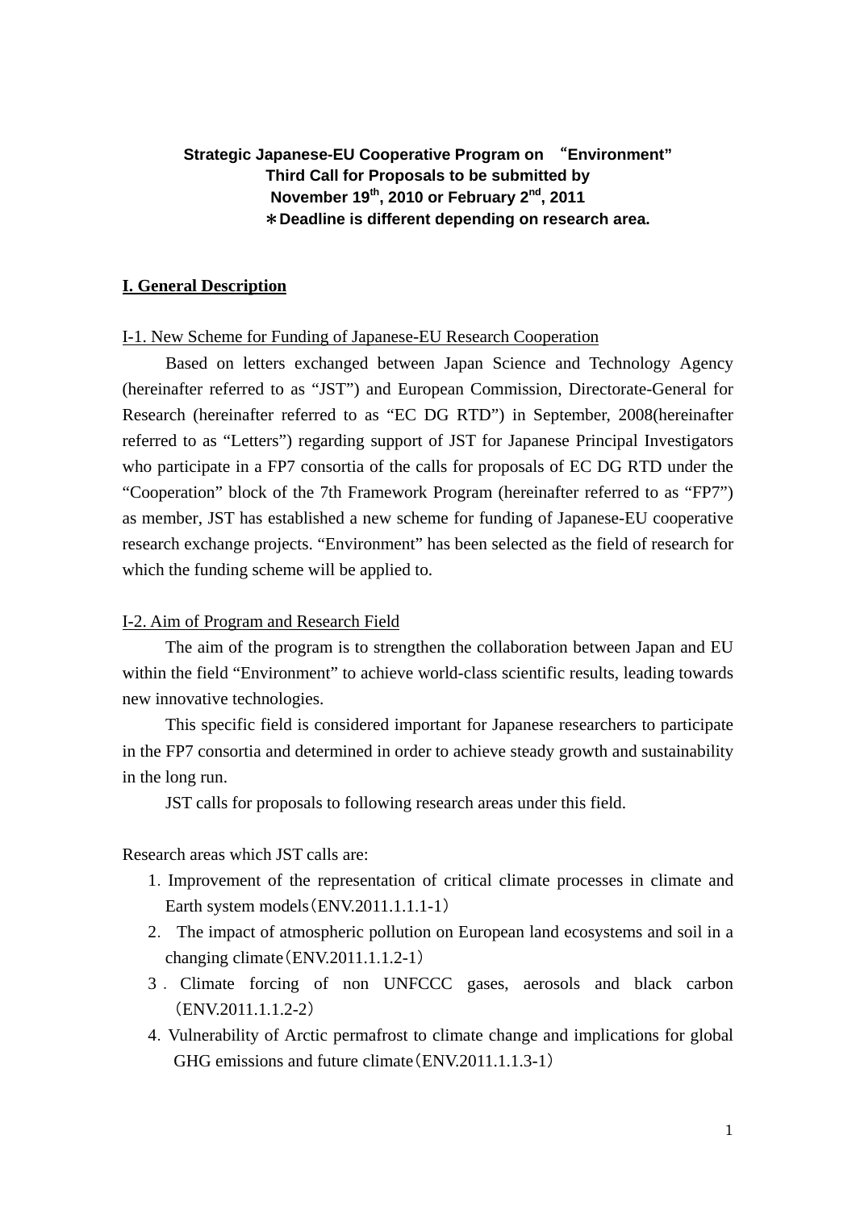**Strategic Japanese-EU Cooperative Program on "Environment"**
**Third Call for Proposals to be submitted by**
**November 19th, 2010 or February 2nd, 2011**
**＊Deadline is different depending on research area.**

## I. General Description

I-1. New Scheme for Funding of Japanese-EU Research Cooperation

Based on letters exchanged between Japan Science and Technology Agency (hereinafter referred to as "JST") and European Commission, Directorate-General for Research (hereinafter referred to as "EC DG RTD") in September, 2008(hereinafter referred to as "Letters") regarding support of JST for Japanese Principal Investigators who participate in a FP7 consortia of the calls for proposals of EC DG RTD under the "Cooperation" block of the 7th Framework Program (hereinafter referred to as "FP7") as member, JST has established a new scheme for funding of Japanese-EU cooperative research exchange projects. "Environment" has been selected as the field of research for which the funding scheme will be applied to.

I-2. Aim of Program and Research Field

The aim of the program is to strengthen the collaboration between Japan and EU within the field "Environment" to achieve world-class scientific results, leading towards new innovative technologies.

This specific field is considered important for Japanese researchers to participate in the FP7 consortia and determined in order to achieve steady growth and sustainability in the long run.

JST calls for proposals to following research areas under this field.

Research areas which JST calls are:

1. Improvement of the representation of critical climate processes in climate and Earth system models（ENV.2011.1.1.1-1）
2. The impact of atmospheric pollution on European land ecosystems and soil in a changing climate（ENV.2011.1.1.2-1）
3. Climate forcing of non UNFCCC gases, aerosols and black carbon（ENV.2011.1.1.2-2）
4. Vulnerability of Arctic permafrost to climate change and implications for global GHG emissions and future climate（ENV.2011.1.1.3-1）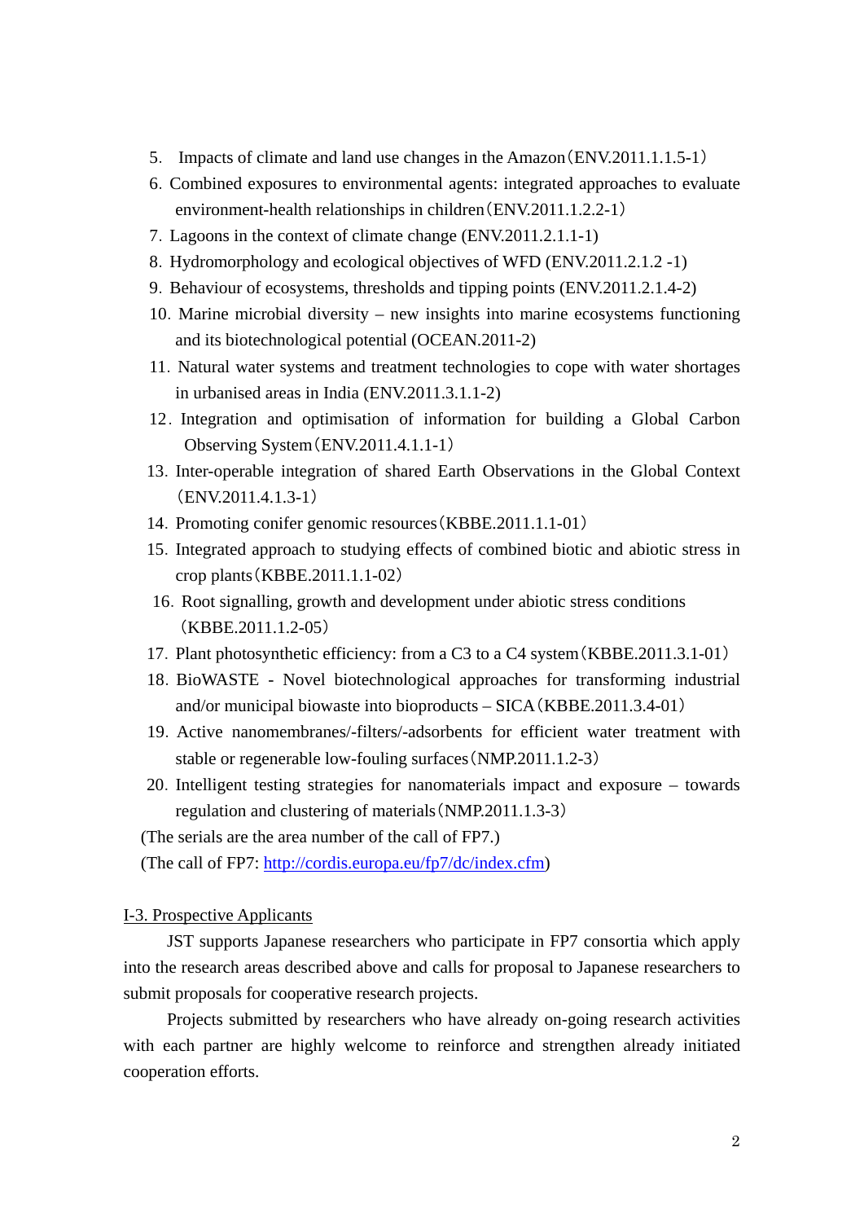5. Impacts of climate and land use changes in the Amazon（ENV.2011.1.1.5-1）
6. Combined exposures to environmental agents: integrated approaches to evaluate environment-health relationships in children（ENV.2011.1.2.2-1）
7. Lagoons in the context of climate change (ENV.2011.2.1.1-1)
8. Hydromorphology and ecological objectives of WFD (ENV.2011.2.1.2 -1)
9. Behaviour of ecosystems, thresholds and tipping points (ENV.2011.2.1.4-2)
10. Marine microbial diversity – new insights into marine ecosystems functioning and its biotechnological potential (OCEAN.2011-2)
11. Natural water systems and treatment technologies to cope with water shortages in urbanised areas in India (ENV.2011.3.1.1-2)
12. Integration and optimisation of information for building a Global Carbon Observing System（ENV.2011.4.1.1-1）
13. Inter-operable integration of shared Earth Observations in the Global Context（ENV.2011.4.1.3-1）
14. Promoting conifer genomic resources（KBBE.2011.1.1-01）
15. Integrated approach to studying effects of combined biotic and abiotic stress in crop plants（KBBE.2011.1.1-02）
16. Root signalling, growth and development under abiotic stress conditions（KBBE.2011.1.2-05）
17. Plant photosynthetic efficiency: from a C3 to a C4 system（KBBE.2011.3.1-01）
18. BioWASTE - Novel biotechnological approaches for transforming industrial and/or municipal biowaste into bioproducts – SICA（KBBE.2011.3.4-01）
19. Active nanomembranes/-filters/-adsorbents for efficient water treatment with stable or regenerable low-fouling surfaces（NMP.2011.1.2-3）
20. Intelligent testing strategies for nanomaterials impact and exposure – towards regulation and clustering of materials（NMP.2011.1.3-3）

(The serials are the area number of the call of FP7.)

(The call of FP7: http://cordis.europa.eu/fp7/dc/index.cfm)

## I-3. Prospective Applicants

JST supports Japanese researchers who participate in FP7 consortia which apply into the research areas described above and calls for proposal to Japanese researchers to submit proposals for cooperative research projects.

Projects submitted by researchers who have already on-going research activities with each partner are highly welcome to reinforce and strengthen already initiated cooperation efforts.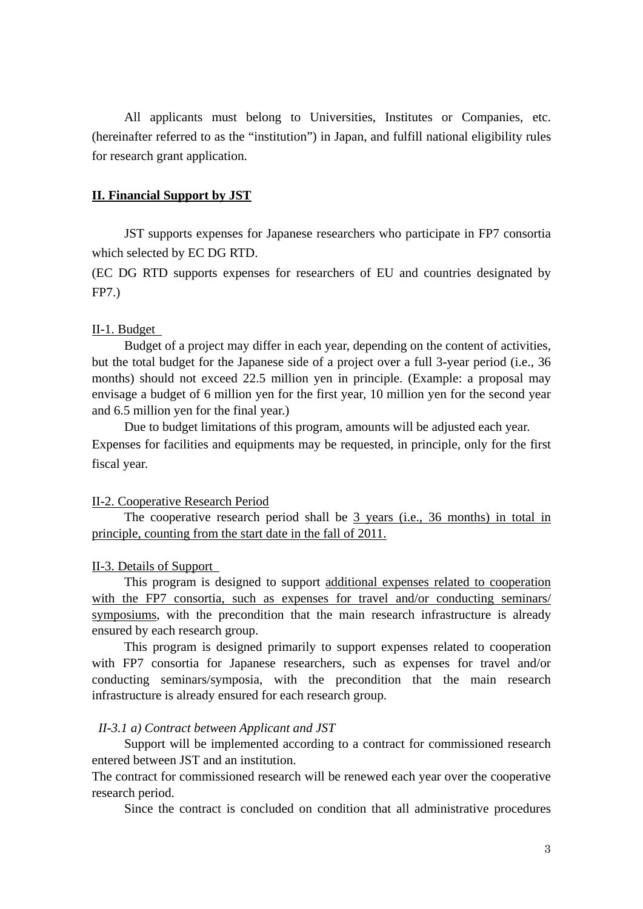All applicants must belong to Universities, Institutes or Companies, etc. (hereinafter referred to as the “institution”) in Japan, and fulfill national eligibility rules for research grant application.

## II. Financial Support by JST

JST supports expenses for Japanese researchers who participate in FP7 consortia which selected by EC DG RTD.

(EC DG RTD supports expenses for researchers of EU and countries designated by FP7.)

### II-1. Budget

Budget of a project may differ in each year, depending on the content of activities, but the total budget for the Japanese side of a project over a full 3-year period (i.e., 36 months) should not exceed 22.5 million yen in principle. (Example: a proposal may envisage a budget of 6 million yen for the first year, 10 million yen for the second year and 6.5 million yen for the final year.)

Due to budget limitations of this program, amounts will be adjusted each year.

Expenses for facilities and equipments may be requested, in principle, only for the first fiscal year.

### II-2. Cooperative Research Period

The cooperative research period shall be 3 years (i.e., 36 months) in total in principle, counting from the start date in the fall of 2011.

### II-3. Details of Support

This program is designed to support additional expenses related to cooperation with the FP7 consortia, such as expenses for travel and/or conducting seminars/ symposiums, with the precondition that the main research infrastructure is already ensured by each research group.

This program is designed primarily to support expenses related to cooperation with FP7 consortia for Japanese researchers, such as expenses for travel and/or conducting seminars/symposia, with the precondition that the main research infrastructure is already ensured for each research group.

#### *II-3.1 a) Contract between Applicant and JST*

Support will be implemented according to a contract for commissioned research entered between JST and an institution.

The contract for commissioned research will be renewed each year over the cooperative research period.

Since the contract is concluded on condition that all administrative procedures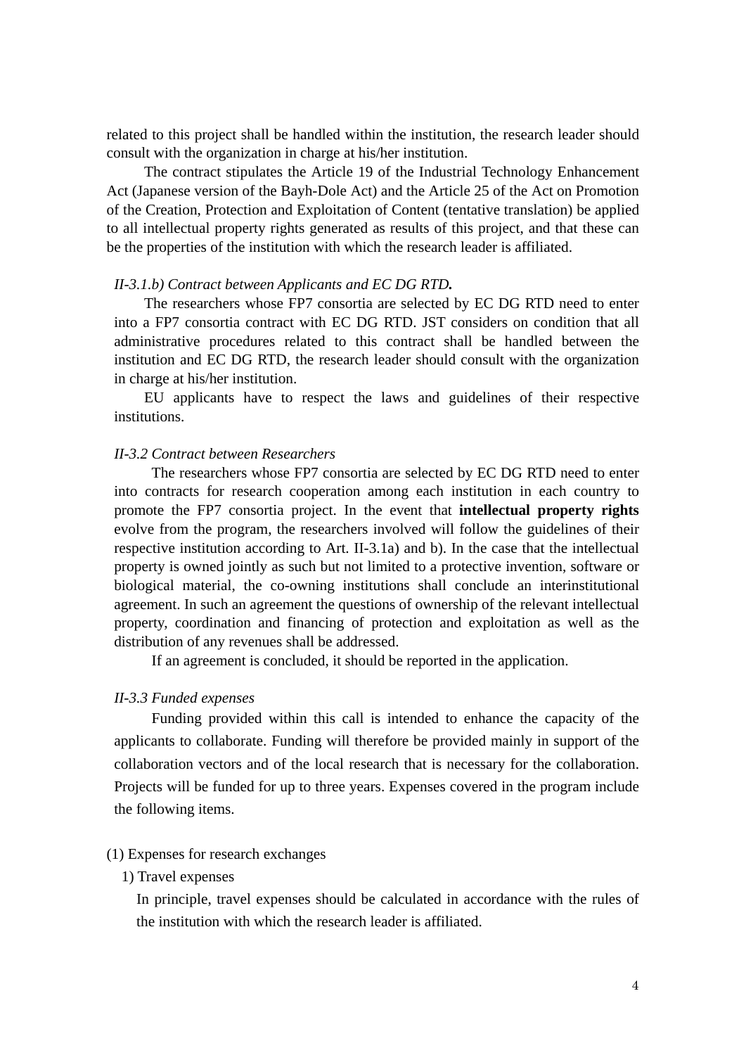related to this project shall be handled within the institution, the research leader should consult with the organization in charge at his/her institution.

The contract stipulates the Article 19 of the Industrial Technology Enhancement Act (Japanese version of the Bayh-Dole Act) and the Article 25 of the Act on Promotion of the Creation, Protection and Exploitation of Content (tentative translation) be applied to all intellectual property rights generated as results of this project, and that these can be the properties of the institution with which the research leader is affiliated.

*II-3.1.b) Contract between Applicants and EC DG RTD.*

The researchers whose FP7 consortia are selected by EC DG RTD need to enter into a FP7 consortia contract with EC DG RTD. JST considers on condition that all administrative procedures related to this contract shall be handled between the institution and EC DG RTD, the research leader should consult with the organization in charge at his/her institution.

EU applicants have to respect the laws and guidelines of their respective institutions.

*II-3.2 Contract between Researchers*

The researchers whose FP7 consortia are selected by EC DG RTD need to enter into contracts for research cooperation among each institution in each country to promote the FP7 consortia project. In the event that **intellectual property rights** evolve from the program, the researchers involved will follow the guidelines of their respective institution according to Art. II-3.1a) and b). In the case that the intellectual property is owned jointly as such but not limited to a protective invention, software or biological material, the co-owning institutions shall conclude an interinstitutional agreement. In such an agreement the questions of ownership of the relevant intellectual property, coordination and financing of protection and exploitation as well as the distribution of any revenues shall be addressed.

If an agreement is concluded, it should be reported in the application.

*II-3.3 Funded expenses*

Funding provided within this call is intended to enhance the capacity of the applicants to collaborate. Funding will therefore be provided mainly in support of the collaboration vectors and of the local research that is necessary for the collaboration. Projects will be funded for up to three years. Expenses covered in the program include the following items.

(1) Expenses for research exchanges

1) Travel expenses

In principle, travel expenses should be calculated in accordance with the rules of the institution with which the research leader is affiliated.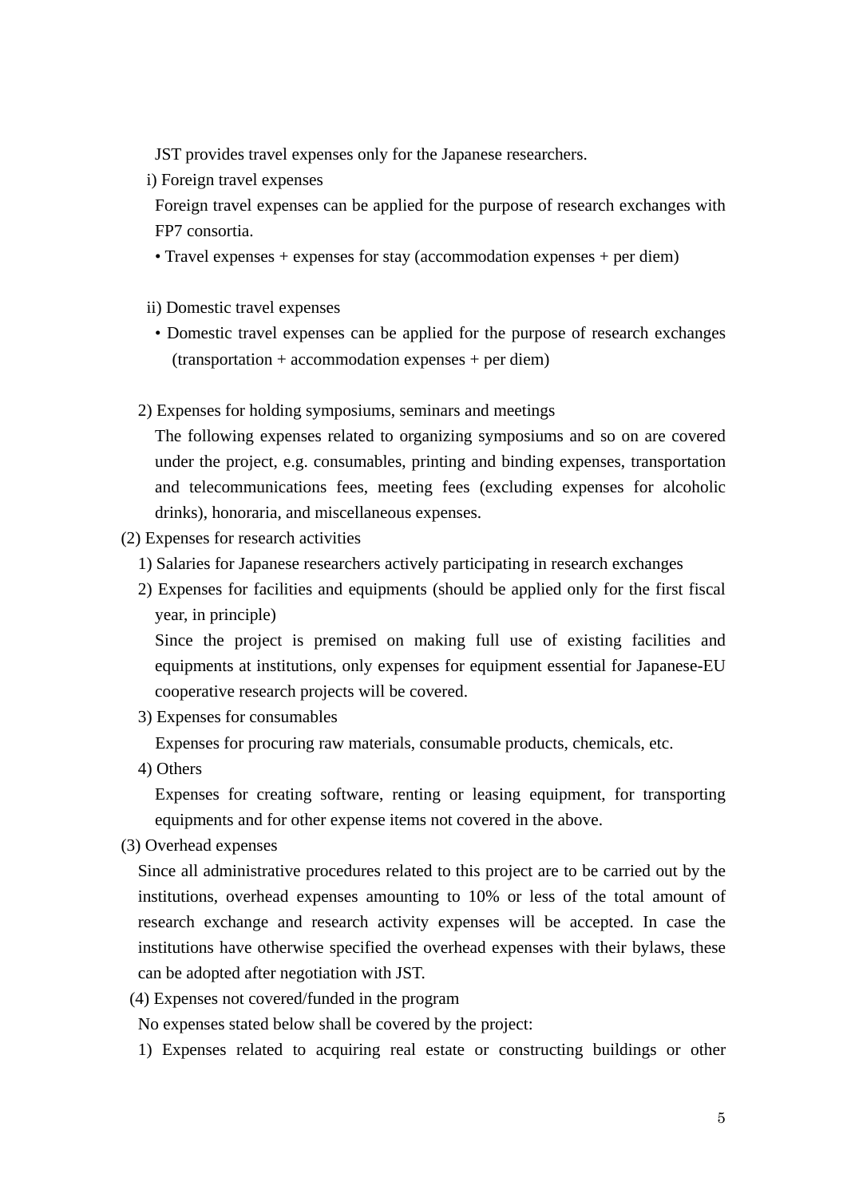JST provides travel expenses only for the Japanese researchers.

i) Foreign travel expenses

Foreign travel expenses can be applied for the purpose of research exchanges with FP7 consortia.

• Travel expenses + expenses for stay (accommodation expenses + per diem)

ii) Domestic travel expenses

• Domestic travel expenses can be applied for the purpose of research exchanges (transportation + accommodation expenses + per diem)

2) Expenses for holding symposiums, seminars and meetings

The following expenses related to organizing symposiums and so on are covered under the project, e.g. consumables, printing and binding expenses, transportation and telecommunications fees, meeting fees (excluding expenses for alcoholic drinks), honoraria, and miscellaneous expenses.

(2) Expenses for research activities

1) Salaries for Japanese researchers actively participating in research exchanges

2) Expenses for facilities and equipments (should be applied only for the first fiscal year, in principle)

Since the project is premised on making full use of existing facilities and equipments at institutions, only expenses for equipment essential for Japanese-EU cooperative research projects will be covered.

3) Expenses for consumables

Expenses for procuring raw materials, consumable products, chemicals, etc.

4) Others

Expenses for creating software, renting or leasing equipment, for transporting equipments and for other expense items not covered in the above.

(3) Overhead expenses

Since all administrative procedures related to this project are to be carried out by the institutions, overhead expenses amounting to 10% or less of the total amount of research exchange and research activity expenses will be accepted. In case the institutions have otherwise specified the overhead expenses with their bylaws, these can be adopted after negotiation with JST.

(4) Expenses not covered/funded in the program

No expenses stated below shall be covered by the project:

1) Expenses related to acquiring real estate or constructing buildings or other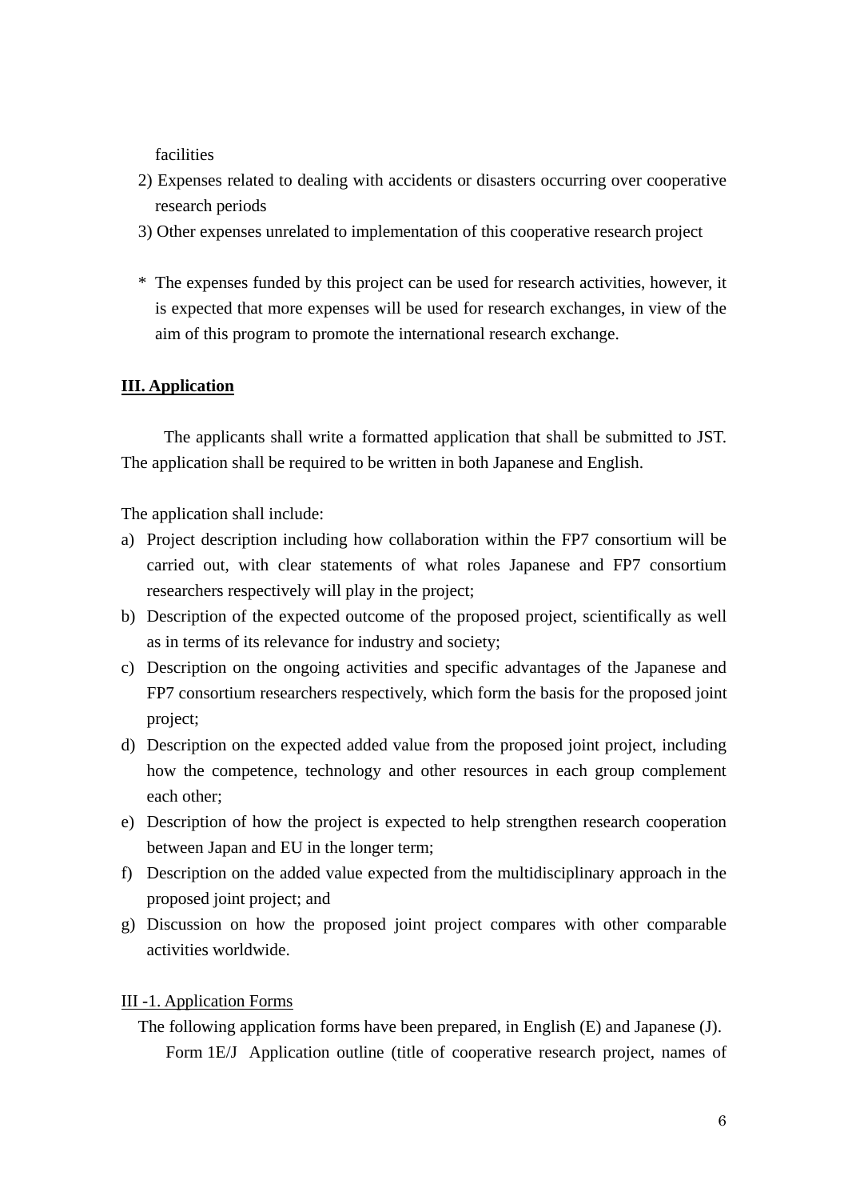facilities

2) Expenses related to dealing with accidents or disasters occurring over cooperative research periods
3) Other expenses unrelated to implementation of this cooperative research project

* The expenses funded by this project can be used for research activities, however, it is expected that more expenses will be used for research exchanges, in view of the aim of this program to promote the international research exchange.

## III. Application

The applicants shall write a formatted application that shall be submitted to JST. The application shall be required to be written in both Japanese and English.

The application shall include:

a) Project description including how collaboration within the FP7 consortium will be carried out, with clear statements of what roles Japanese and FP7 consortium researchers respectively will play in the project;
b) Description of the expected outcome of the proposed project, scientifically as well as in terms of its relevance for industry and society;
c) Description on the ongoing activities and specific advantages of the Japanese and FP7 consortium researchers respectively, which form the basis for the proposed joint project;
d) Description on the expected added value from the proposed joint project, including how the competence, technology and other resources in each group complement each other;
e) Description of how the project is expected to help strengthen research cooperation between Japan and EU in the longer term;
f) Description on the added value expected from the multidisciplinary approach in the proposed joint project; and
g) Discussion on how the proposed joint project compares with other comparable activities worldwide.

### III -1. Application Forms

The following application forms have been prepared, in English (E) and Japanese (J).

Form 1E/J  Application outline (title of cooperative research project, names of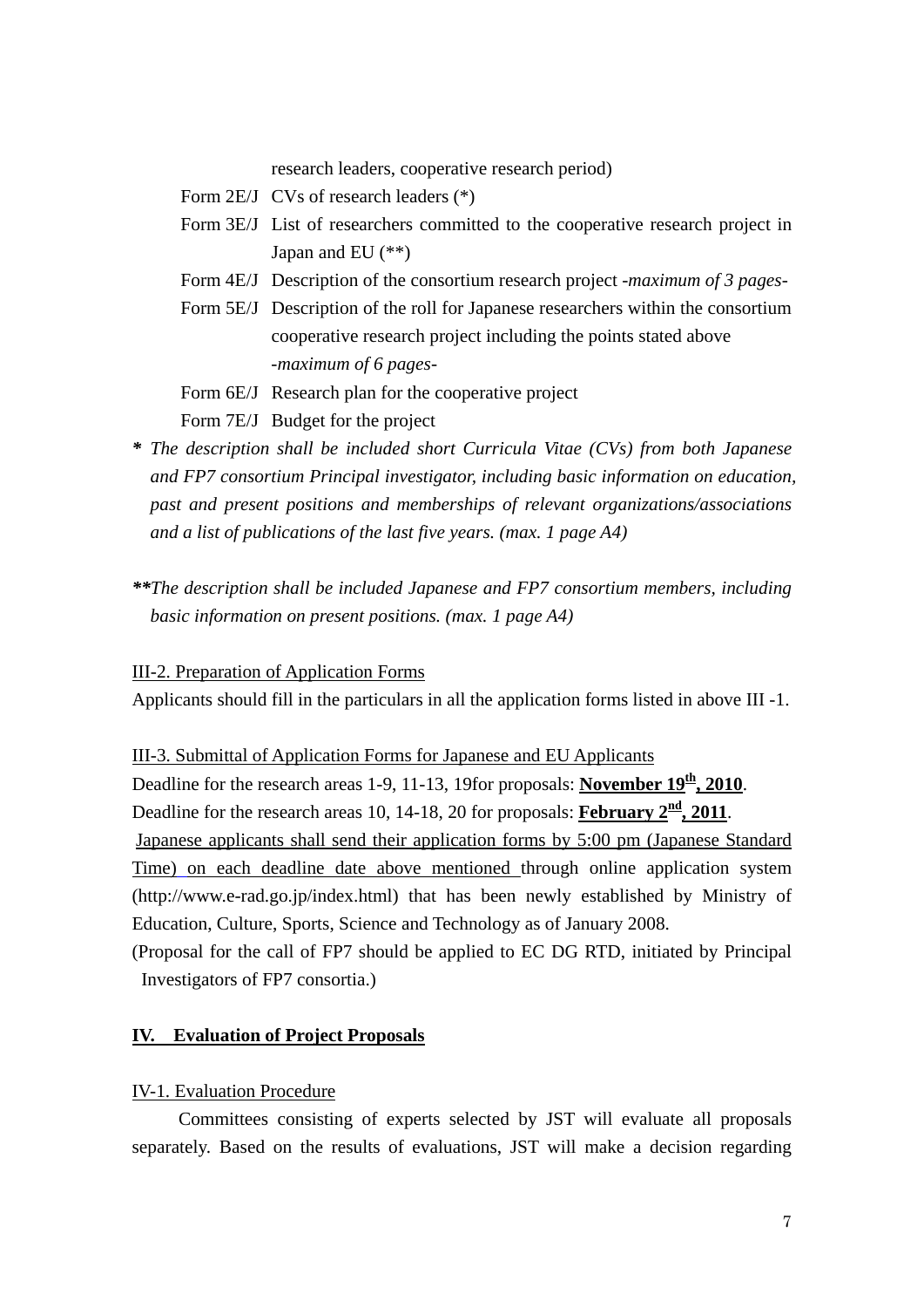research leaders, cooperative research period)

Form 2E/J CVs of research leaders (*)

Form 3E/J List of researchers committed to the cooperative research project in Japan and EU (**)

Form 4E/J Description of the consortium research project -*maximum of 3 pages*-

Form 5E/J Description of the roll for Japanese researchers within the consortium cooperative research project including the points stated above -*maximum of 6 pages*-

Form 6E/J Research plan for the cooperative project

Form 7E/J Budget for the project

**\*** *The description shall be included short Curricula Vitae (CVs) from both Japanese and FP7 consortium Principal investigator, including basic information on education, past and present positions and memberships of relevant organizations/associations and a list of publications of the last five years. (max. 1 page A4)*

**\*\****The description shall be included Japanese and FP7 consortium members, including basic information on present positions. (max. 1 page A4)*

III-2. Preparation of Application Forms

Applicants should fill in the particulars in all the application forms listed in above III -1.

III-3. Submittal of Application Forms for Japanese and EU Applicants

Deadline for the research areas 1-9, 11-13, 19for proposals: **November 19th, 2010**.

Deadline for the research areas 10, 14-18, 20 for proposals: **February 2nd, 2011**.

Japanese applicants shall send their application forms by 5:00 pm (Japanese Standard Time) on each deadline date above mentioned through online application system (http://www.e-rad.go.jp/index.html) that has been newly established by Ministry of Education, Culture, Sports, Science and Technology as of January 2008.

(Proposal for the call of FP7 should be applied to EC DG RTD, initiated by Principal Investigators of FP7 consortia.)

## IV. Evaluation of Project Proposals

IV-1. Evaluation Procedure

Committees consisting of experts selected by JST will evaluate all proposals separately. Based on the results of evaluations, JST will make a decision regarding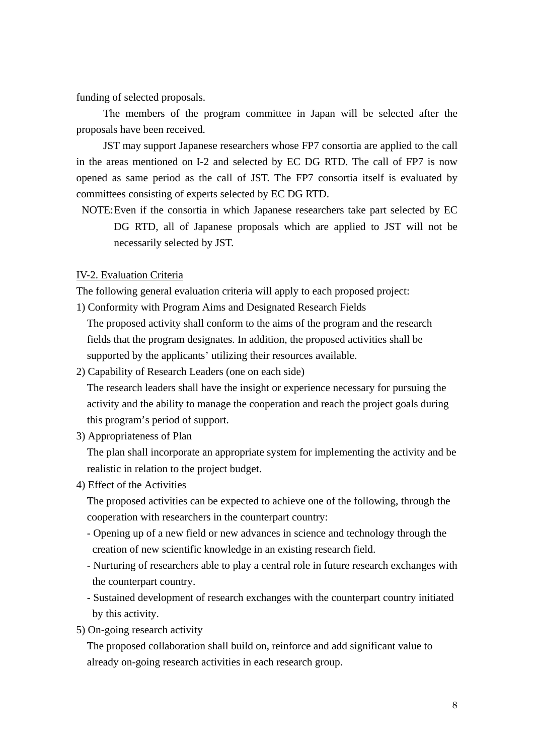funding of selected proposals.

The members of the program committee in Japan will be selected after the proposals have been received.

JST may support Japanese researchers whose FP7 consortia are applied to the call in the areas mentioned on I-2 and selected by EC DG RTD. The call of FP7 is now opened as same period as the call of JST. The FP7 consortia itself is evaluated by committees consisting of experts selected by EC DG RTD.

NOTE: Even if the consortia in which Japanese researchers take part selected by EC DG RTD, all of Japanese proposals which are applied to JST will not be necessarily selected by JST.

## IV-2. Evaluation Criteria

The following general evaluation criteria will apply to each proposed project:

1) Conformity with Program Aims and Designated Research Fields
   The proposed activity shall conform to the aims of the program and the research fields that the program designates. In addition, the proposed activities shall be supported by the applicants' utilizing their resources available.
2) Capability of Research Leaders (one on each side)
   The research leaders shall have the insight or experience necessary for pursuing the activity and the ability to manage the cooperation and reach the project goals during this program's period of support.
3) Appropriateness of Plan
   The plan shall incorporate an appropriate system for implementing the activity and be realistic in relation to the project budget.
4) Effect of the Activities
   The proposed activities can be expected to achieve one of the following, through the cooperation with researchers in the counterpart country:
   - Opening up of a new field or new advances in science and technology through the creation of new scientific knowledge in an existing research field.
   - Nurturing of researchers able to play a central role in future research exchanges with the counterpart country.
   - Sustained development of research exchanges with the counterpart country initiated by this activity.
5) On-going research activity
   The proposed collaboration shall build on, reinforce and add significant value to already on-going research activities in each research group.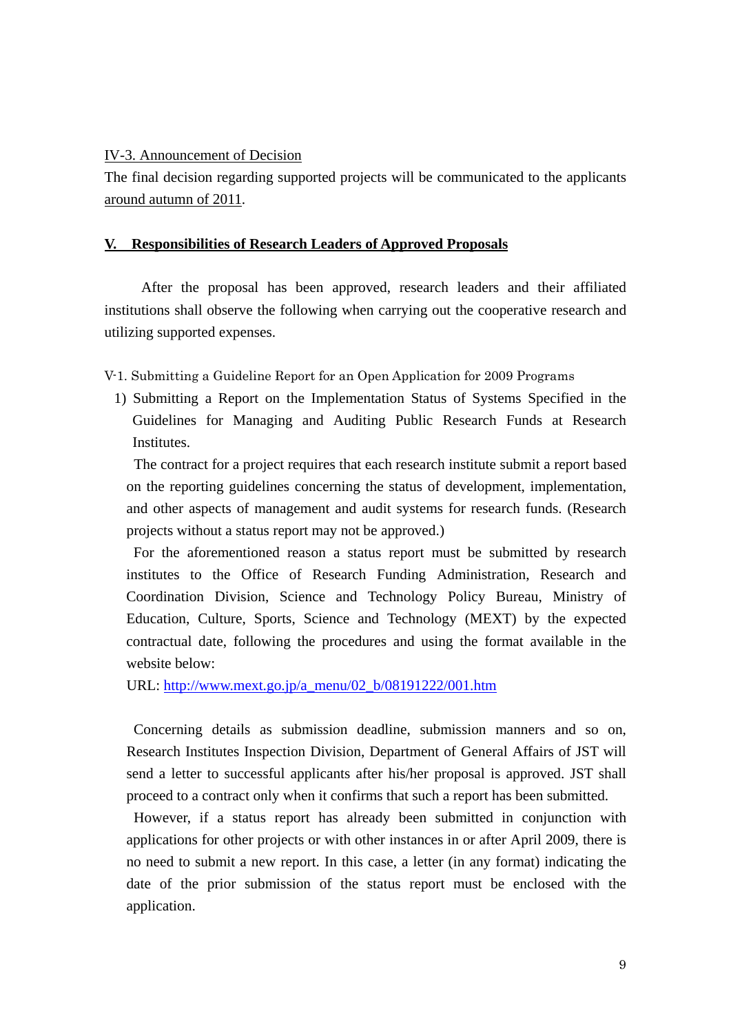IV-3. Announcement of Decision

The final decision regarding supported projects will be communicated to the applicants around autumn of 2011.

## V. Responsibilities of Research Leaders of Approved Proposals

After the proposal has been approved, research leaders and their affiliated institutions shall observe the following when carrying out the cooperative research and utilizing supported expenses.

V-1. Submitting a Guideline Report for an Open Application for 2009 Programs

1) Submitting a Report on the Implementation Status of Systems Specified in the Guidelines for Managing and Auditing Public Research Funds at Research Institutes.

The contract for a project requires that each research institute submit a report based on the reporting guidelines concerning the status of development, implementation, and other aspects of management and audit systems for research funds. (Research projects without a status report may not be approved.)

For the aforementioned reason a status report must be submitted by research institutes to the Office of Research Funding Administration, Research and Coordination Division, Science and Technology Policy Bureau, Ministry of Education, Culture, Sports, Science and Technology (MEXT) by the expected contractual date, following the procedures and using the format available in the website below:

URL: http://www.mext.go.jp/a_menu/02_b/08191222/001.htm

Concerning details as submission deadline, submission manners and so on, Research Institutes Inspection Division, Department of General Affairs of JST will send a letter to successful applicants after his/her proposal is approved. JST shall proceed to a contract only when it confirms that such a report has been submitted.

However, if a status report has already been submitted in conjunction with applications for other projects or with other instances in or after April 2009, there is no need to submit a new report. In this case, a letter (in any format) indicating the date of the prior submission of the status report must be enclosed with the application.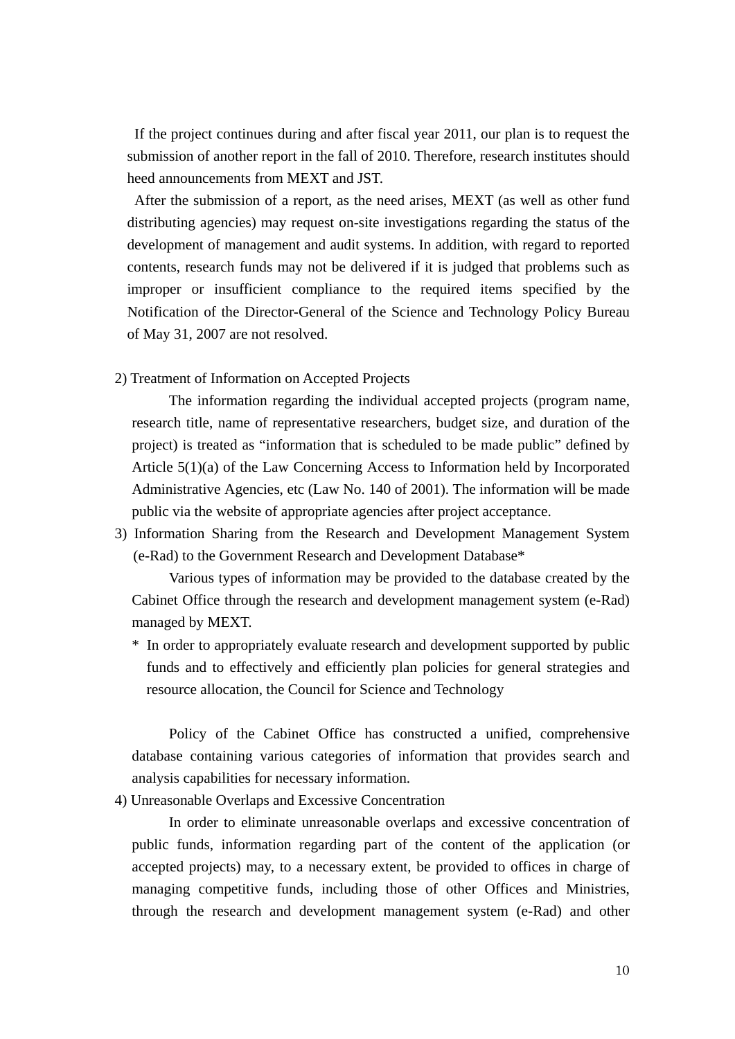If the project continues during and after fiscal year 2011, our plan is to request the submission of another report in the fall of 2010. Therefore, research institutes should heed announcements from MEXT and JST.

After the submission of a report, as the need arises, MEXT (as well as other fund distributing agencies) may request on-site investigations regarding the status of the development of management and audit systems. In addition, with regard to reported contents, research funds may not be delivered if it is judged that problems such as improper or insufficient compliance to the required items specified by the Notification of the Director-General of the Science and Technology Policy Bureau of May 31, 2007 are not resolved.

2) Treatment of Information on Accepted Projects

The information regarding the individual accepted projects (program name, research title, name of representative researchers, budget size, and duration of the project) is treated as "information that is scheduled to be made public" defined by Article 5(1)(a) of the Law Concerning Access to Information held by Incorporated Administrative Agencies, etc (Law No. 140 of 2001). The information will be made public via the website of appropriate agencies after project acceptance.

3) Information Sharing from the Research and Development Management System (e-Rad) to the Government Research and Development Database*

Various types of information may be provided to the database created by the Cabinet Office through the research and development management system (e-Rad) managed by MEXT.

\* In order to appropriately evaluate research and development supported by public funds and to effectively and efficiently plan policies for general strategies and resource allocation, the Council for Science and Technology

Policy of the Cabinet Office has constructed a unified, comprehensive database containing various categories of information that provides search and analysis capabilities for necessary information.

4) Unreasonable Overlaps and Excessive Concentration

In order to eliminate unreasonable overlaps and excessive concentration of public funds, information regarding part of the content of the application (or accepted projects) may, to a necessary extent, be provided to offices in charge of managing competitive funds, including those of other Offices and Ministries, through the research and development management system (e-Rad) and other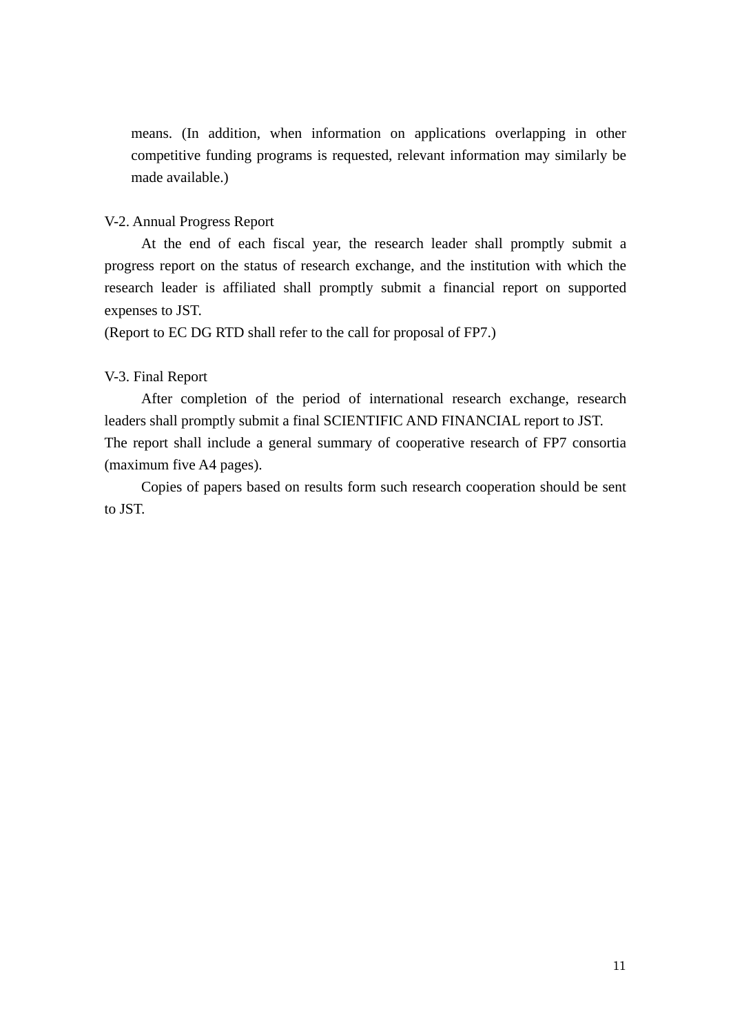means. (In addition, when information on applications overlapping in other competitive funding programs is requested, relevant information may similarly be made available.)

V-2. Annual Progress Report

At the end of each fiscal year, the research leader shall promptly submit a progress report on the status of research exchange, and the institution with which the research leader is affiliated shall promptly submit a financial report on supported expenses to JST.

(Report to EC DG RTD shall refer to the call for proposal of FP7.)

V-3. Final Report

After completion of the period of international research exchange, research leaders shall promptly submit a final SCIENTIFIC AND FINANCIAL report to JST.

The report shall include a general summary of cooperative research of FP7 consortia (maximum five A4 pages).

Copies of papers based on results form such research cooperation should be sent to JST.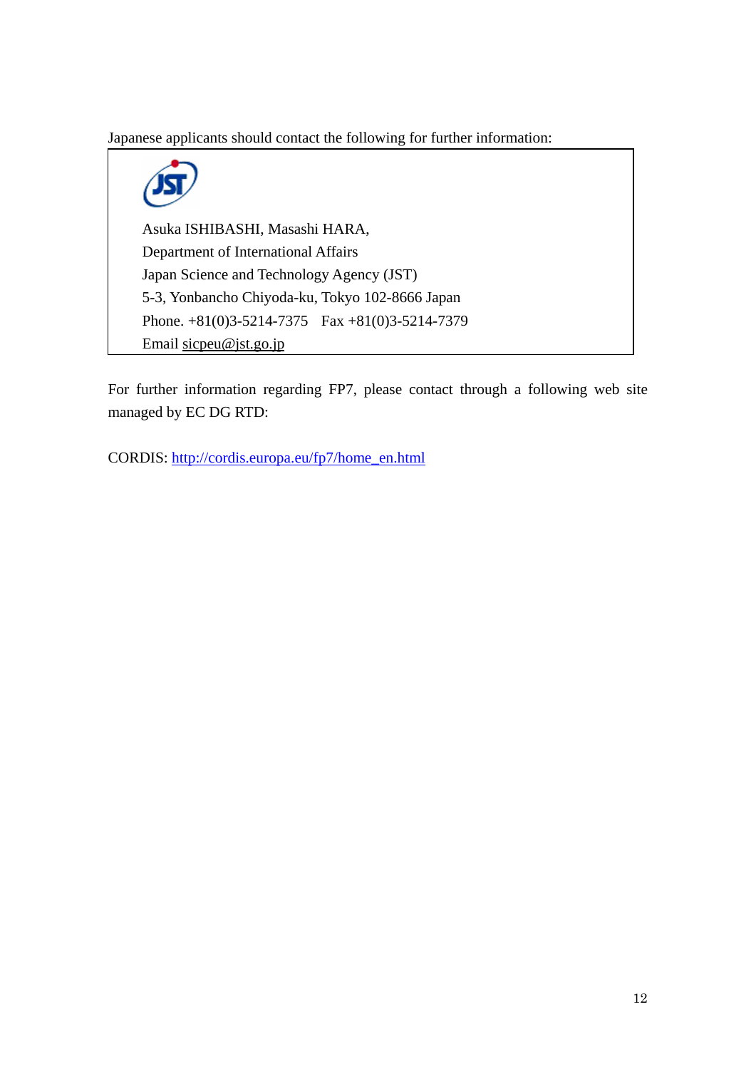Japanese applicants should contact the following for further information:

Asuka ISHIBASHI, Masashi HARA,
Department of International Affairs
Japan Science and Technology Agency (JST)
5-3, Yonbancho Chiyoda-ku, Tokyo 102-8666 Japan
Phone. +81(0)3-5214-7375 Fax +81(0)3-5214-7379
Email sicpeu@jst.go.jp

For further information regarding FP7, please contact through a following web site managed by EC DG RTD:

CORDIS: http://cordis.europa.eu/fp7/home_en.html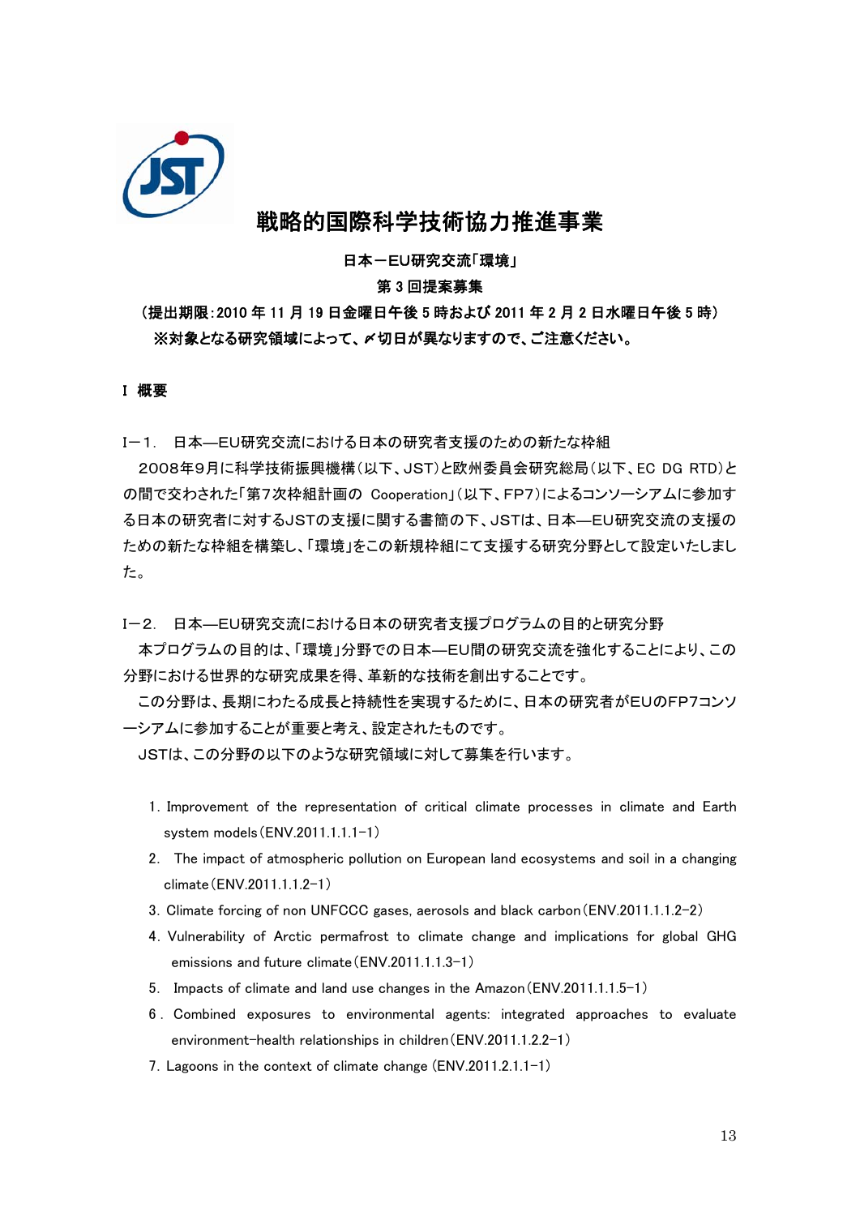# 戦略的国際科学技術協力推進事業

**日本－EU研究交流「環境」**

**第 3 回提案募集**

**（提出期限:2010 年 11 月 19 日金曜日午後 5 時および 2011 年 2 月 2 日水曜日午後 5 時）**

**※対象となる研究領域によって、〆切日が異なりますので、ご注意ください。**

## I 概要

### I－1. 日本―EU研究交流における日本の研究者支援のための新たな枠組

2008年9月に科学技術振興機構（以下、JST）と欧州委員会研究総局（以下、EC DG RTD）との間で交わされた「第7次枠組計画の Cooperation」（以下、FP7）によるコンソーシアムに参加する日本の研究者に対するJSTの支援に関する書簡の下、JSTは、日本―EU研究交流の支援のための新たな枠組を構築し、「環境」をこの新規枠組にて支援する研究分野として設定いたしました。

### I－2. 日本―EU研究交流における日本の研究者支援プログラムの目的と研究分野

本プログラムの目的は、「環境」分野での日本―EU間の研究交流を強化することにより、この分野における世界的な研究成果を得、革新的な技術を創出することです。

この分野は、長期にわたる成長と持続性を実現するために、日本の研究者がEUのFP7コンソーシアムに参加することが重要と考え、設定されたものです。

JSTは、この分野の以下のような研究領域に対して募集を行います。

1. Improvement of the representation of critical climate processes in climate and Earth system models（ENV.2011.1.1.1-1）
2. The impact of atmospheric pollution on European land ecosystems and soil in a changing climate（ENV.2011.1.1.2-1）
3. Climate forcing of non UNFCCC gases, aerosols and black carbon（ENV.2011.1.1.2-2）
4. Vulnerability of Arctic permafrost to climate change and implications for global GHG emissions and future climate（ENV.2011.1.1.3-1）
5. Impacts of climate and land use changes in the Amazon（ENV.2011.1.1.5-1）
6. Combined exposures to environmental agents: integrated approaches to evaluate environment-health relationships in children（ENV.2011.1.2.2-1）
7. Lagoons in the context of climate change (ENV.2011.2.1.1-1)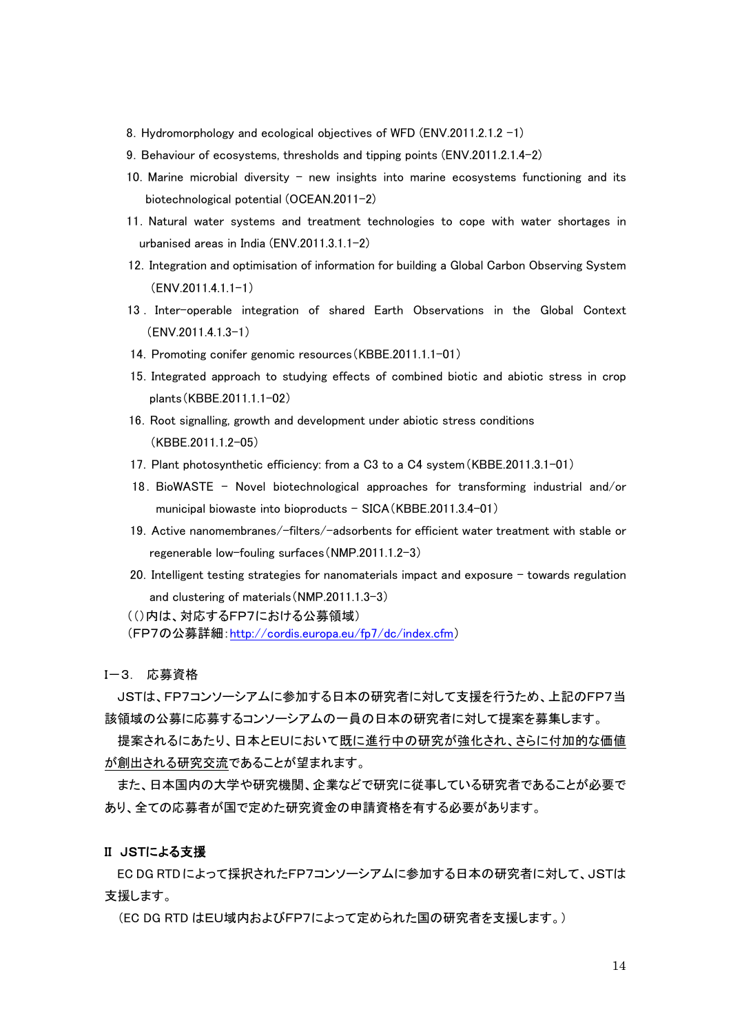8. Hydromorphology and ecological objectives of WFD (ENV.2011.2.1.2 -1)
9. Behaviour of ecosystems, thresholds and tipping points (ENV.2011.2.1.4-2)
10. Marine microbial diversity – new insights into marine ecosystems functioning and its biotechnological potential (OCEAN.2011-2)
11. Natural water systems and treatment technologies to cope with water shortages in urbanised areas in India (ENV.2011.3.1.1-2)
12. Integration and optimisation of information for building a Global Carbon Observing System （ENV.2011.4.1.1-1）
13. Inter-operable integration of shared Earth Observations in the Global Context （ENV.2011.4.1.3-1）
14. Promoting conifer genomic resources（KBBE.2011.1.1-01）
15. Integrated approach to studying effects of combined biotic and abiotic stress in crop plants（KBBE.2011.1.1-02）
16. Root signalling, growth and development under abiotic stress conditions （KBBE.2011.1.2-05）
17. Plant photosynthetic efficiency: from a C3 to a C4 system（KBBE.2011.3.1-01）
18. BioWASTE – Novel biotechnological approaches for transforming industrial and/or municipal biowaste into bioproducts – SICA（KBBE.2011.3.4-01）
19. Active nanomembranes/-filters/-adsorbents for efficient water treatment with stable or regenerable low-fouling surfaces（NMP.2011.1.2-3）
20. Intelligent testing strategies for nanomaterials impact and exposure – towards regulation and clustering of materials（NMP.2011.1.3-3）

（()内は、対応するFP7における公募領域）
（FP7の公募詳細：http://cordis.europa.eu/fp7/dc/index.cfm）

## I－3．応募資格

JSTは、FP7コンソーシアムに参加する日本の研究者に対して支援を行うため、上記のFP7当該領域の公募に応募するコンソーシアムの一員の日本の研究者に対して提案を募集します。

提案されるにあたり、日本とEUにおいて既に進行中の研究が強化され、さらに付加的な価値が創出される研究交流であることが望まれます。

また、日本国内の大学や研究機関、企業などで研究に従事している研究者であることが必要であり、全ての応募者が国で定めた研究資金の申請資格を有する必要があります。

## II JSTによる支援

EC DG RTDによって採択されたFP7コンソーシアムに参加する日本の研究者に対して、JSTは支援します。

（EC DG RTD はEU域内およびFP7によって定められた国の研究者を支援します。）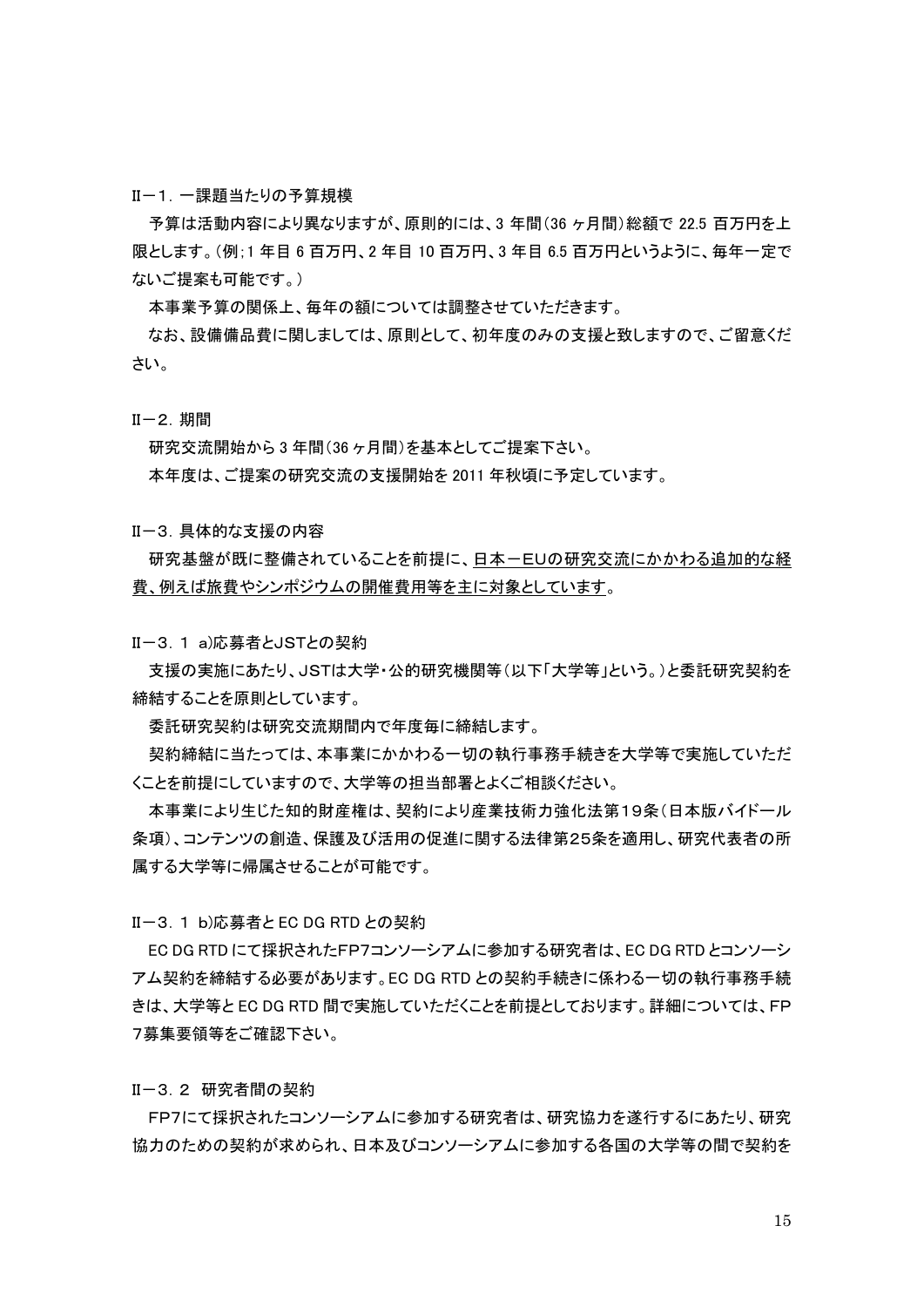### Ⅱ－1. 一課題当たりの予算規模

予算は活動内容により異なりますが、原則的には、3 年間(36 ヶ月間)総額で 22.5 百万円を上限とします。(例;1 年目 6 百万円、2 年目 10 百万円、3 年目 6.5 百万円というように、毎年一定でないご提案も可能です。)

本事業予算の関係上、毎年の額については調整させていただきます。

なお、設備備品費に関しましては、原則として、初年度のみの支援と致しますので、ご留意ください。

### Ⅱ－2. 期間

研究交流開始から 3 年間(36 ヶ月間)を基本としてご提案下さい。

本年度は、ご提案の研究交流の支援開始を 2011 年秋頃に予定しています。

### Ⅱ－3. 具体的な支援の内容

研究基盤が既に整備されていることを前提に、<u>日本－EUの研究交流にかかわる追加的な経費、例えば旅費やシンポジウムの開催費用等を主に対象としています</u>。

### Ⅱ－3. 1 a)応募者とJSTとの契約

支援の実施にあたり、JSTは大学・公的研究機関等(以下「大学等」という。)と委託研究契約を締結することを原則としています。

委託研究契約は研究交流期間内で年度毎に締結します。

契約締結に当たっては、本事業にかかわる一切の執行事務手続きを大学等で実施していただくことを前提にしていますので、大学等の担当部署とよくご相談ください。

本事業により生じた知的財産権は、契約により産業技術力強化法第19条(日本版バイドール条項)、コンテンツの創造、保護及び活用の促進に関する法律第25条を適用し、研究代表者の所属する大学等に帰属させることが可能です。

### Ⅱ－3. 1 b)応募者と EC DG RTD との契約

EC DG RTD にて採択されたFP7コンソーシアムに参加する研究者は、EC DG RTD とコンソーシアム契約を締結する必要があります。EC DG RTD との契約手続きに係わる一切の執行事務手続きは、大学等と EC DG RTD 間で実施していただくことを前提としております。詳細については、FP7募集要領等をご確認下さい。

### Ⅱ－3. 2 研究者間の契約

FP7にて採択されたコンソーシアムに参加する研究者は、研究協力を遂行するにあたり、研究協力のための契約が求められ、日本及びコンソーシアムに参加する各国の大学等の間で契約を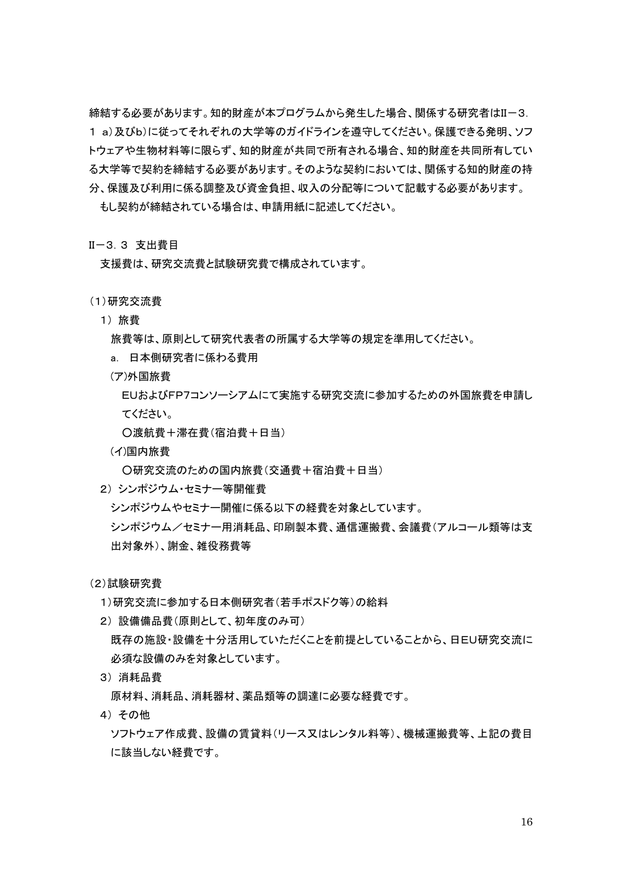締結する必要があります。知的財産が本プログラムから発生した場合、関係する研究者はⅡ－３．１ a）及びb）に従ってそれぞれの大学等のガイドラインを遵守してください。保護できる発明、ソフトウェアや生物材料等に限らず、知的財産が共同で所有される場合、知的財産を共同所有している大学等で契約を締結する必要があります。そのような契約においては、関係する知的財産の持分、保護及び利用に係る調整及び資金負担、収入の分配等について記載する必要があります。

もし契約が締結されている場合は、申請用紙に記述してください。

Ⅱ－３．３ 支出費目

支援費は、研究交流費と試験研究費で構成されています。

（1）研究交流費

1） 旅費

旅費等は、原則として研究代表者の所属する大学等の規定を準用してください。

a. 日本側研究者に係わる費用

(ア)外国旅費

EUおよびFP7コンソーシアムにて実施する研究交流に参加するための外国旅費を申請してください。

○渡航費＋滞在費（宿泊費＋日当）

(イ)国内旅費

○研究交流のための国内旅費（交通費＋宿泊費＋日当）

2） シンポジウム・セミナー等開催費

シンポジウムやセミナー開催に係る以下の経費を対象としています。

シンポジウム／セミナー用消耗品、印刷製本費、通信運搬費、会議費（アルコール類等は支出対象外）、謝金、雑役務費等

（2）試験研究費

1）研究交流に参加する日本側研究者（若手ポスドク等）の給料

2） 設備備品費（原則として、初年度のみ可）

既存の施設・設備を十分活用していただくことを前提としていることから、日EU研究交流に必須な設備のみを対象としています。

3） 消耗品費

原材料、消耗品、消耗器材、薬品類等の調達に必要な経費です。

4） その他

ソフトウェア作成費、設備の賃貸料（リース又はレンタル料等）、機械運搬費等、上記の費目に該当しない経費です。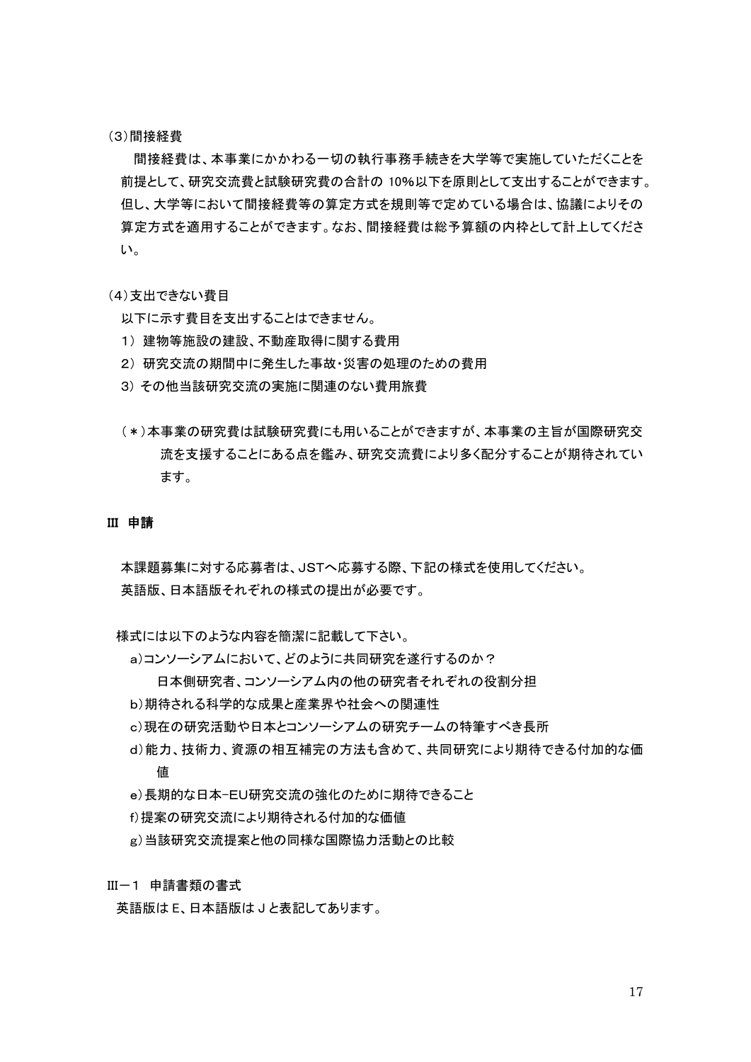(3)間接経費

間接経費は、本事業にかかわる一切の執行事務手続きを大学等で実施していただくことを前提として、研究交流費と試験研究費の合計の 10%以下を原則として支出することができます。但し、大学等において間接経費等の算定方式を規則等で定めている場合は、協議によりその算定方式を適用することができます。なお、間接経費は総予算額の内枠として計上してください。

(4)支出できない費目

以下に示す費目を支出することはできません。

1) 建物等施設の建設、不動産取得に関する費用
2) 研究交流の期間中に発生した事故・災害の処理のための費用
3) その他当該研究交流の実施に関連のない費用旅費

(＊)本事業の研究費は試験研究費にも用いることができますが、本事業の主旨が国際研究交流を支援することにある点を鑑み、研究交流費により多く配分することが期待されています。

## III 申請

本課題募集に対する応募者は、JSTへ応募する際、下記の様式を使用してください。
英語版、日本語版それぞれの様式の提出が必要です。

様式には以下のような内容を簡潔に記載して下さい。

a)コンソーシアムにおいて、どのように共同研究を遂行するのか？
　日本側研究者、コンソーシアム内の他の研究者それぞれの役割分担
b)期待される科学的な成果と産業界や社会への関連性
c)現在の研究活動や日本とコンソーシアムの研究チームの特筆すべき長所
d)能力、技術力、資源の相互補完の方法も含めて、共同研究により期待できる付加的な価値
e)長期的な日本−EU研究交流の強化のために期待できること
f)提案の研究交流により期待される付加的な価値
g)当該研究交流提案と他の同様な国際協力活動との比較

### III－1 申請書類の書式

英語版は E、日本語版は J と表記してあります。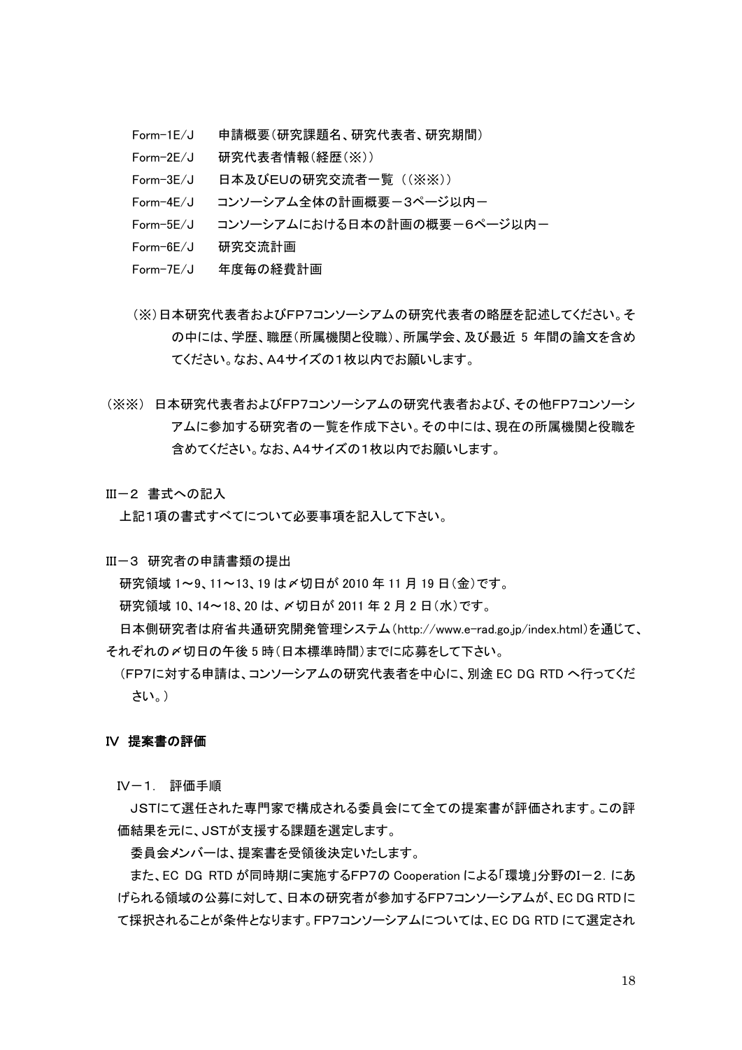- Form−1E/J　申請概要（研究課題名、研究代表者、研究期間）
- Form−2E/J　研究代表者情報（経歴（※））
- Form−3E/J　日本及びEUの研究交流者一覧 （（※※））
- Form−4E/J　コンソーシアム全体の計画概要－3ページ以内－
- Form−5E/J　コンソーシアムにおける日本の計画の概要－6ページ以内－
- Form−6E/J　研究交流計画
- Form−7E/J　年度毎の経費計画

（※）日本研究代表者およびFP7コンソーシアムの研究代表者の略歴を記述してください。その中には、学歴、職歴（所属機関と役職）、所属学会、及び最近 5 年間の論文を含めてください。なお、A4サイズの1枚以内でお願いします。

（※※） 日本研究代表者およびFP7コンソーシアムの研究代表者および、その他FP7コンソーシアムに参加する研究者の一覧を作成下さい。その中には、現在の所属機関と役職を含めてください。なお、A4サイズの1枚以内でお願いします。

III－2 書式への記入

上記1項の書式すべてについて必要事項を記入して下さい。

III－3 研究者の申請書類の提出

研究領域 1～9、11～13、19 は〆切日が 2010 年 11 月 19 日（金）です。

研究領域 10、14～18、20 は、〆切日が 2011 年 2 月 2 日（水）です。

日本側研究者は府省共通研究開発管理システム（http://www.e-rad.go.jp/index.html）を通じて、それぞれの〆切日の午後 5 時（日本標準時間）までに応募をして下さい。

（FP7に対する申請は、コンソーシアムの研究代表者を中心に、別途 EC DG RTD へ行ってください。）

## IV 提案書の評価

IV－1. 評価手順

JSTにて選任された専門家で構成される委員会にて全ての提案書が評価されます。この評価結果を元に、JSTが支援する課題を選定します。

委員会メンバーは、提案書を受領後決定いたします。

また、EC DG RTD が同時期に実施するFP7の Cooperation による「環境」分野のI－2. にあげられる領域の公募に対して、日本の研究者が参加するFP7コンソーシアムが、EC DG RTDにて採択されることが条件となります。FP7コンソーシアムについては、EC DG RTD にて選定され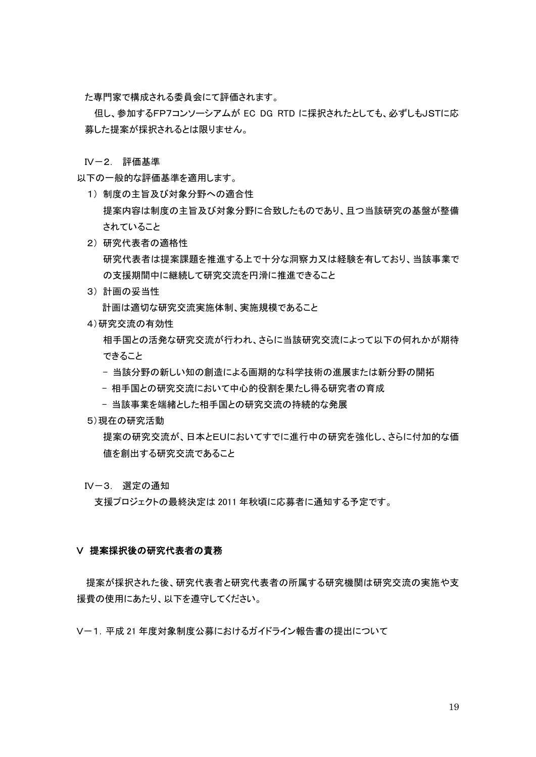た専門家で構成される委員会にて評価されます。

但し、参加するFP7コンソーシアムが EC DG RTD に採択されたとしても、必ずしもJSTに応募した提案が採択されるとは限りません。

### IV－2. 評価基準

以下の一般的な評価基準を適用します。

1) 制度の主旨及び対象分野への適合性
   提案内容は制度の主旨及び対象分野に合致したものであり、且つ当該研究の基盤が整備されていること
2) 研究代表者の適格性
   研究代表者は提案課題を推進する上で十分な洞察力又は経験を有しており、当該事業での支援期間中に継続して研究交流を円滑に推進できること
3) 計画の妥当性
   計画は適切な研究交流実施体制、実施規模であること
4) 研究交流の有効性
   相手国との活発な研究交流が行われ、さらに当該研究交流によって以下の何れかが期待できること
   - 当該分野の新しい知の創造による画期的な科学技術の進展または新分野の開拓
   - 相手国との研究交流において中心的役割を果たし得る研究者の育成
   - 当該事業を端緒とした相手国との研究交流の持続的な発展
5) 現在の研究活動
   提案の研究交流が、日本とEUにおいてすでに進行中の研究を強化し、さらに付加的な価値を創出する研究交流であること

### IV－3. 選定の通知

支援プロジェクトの最終決定は 2011 年秋頃に応募者に通知する予定です。

## V 提案採択後の研究代表者の責務

提案が採択された後、研究代表者と研究代表者の所属する研究機関は研究交流の実施や支援費の使用にあたり、以下を遵守してください。

### V－1. 平成 21 年度対象制度公募におけるガイドライン報告書の提出について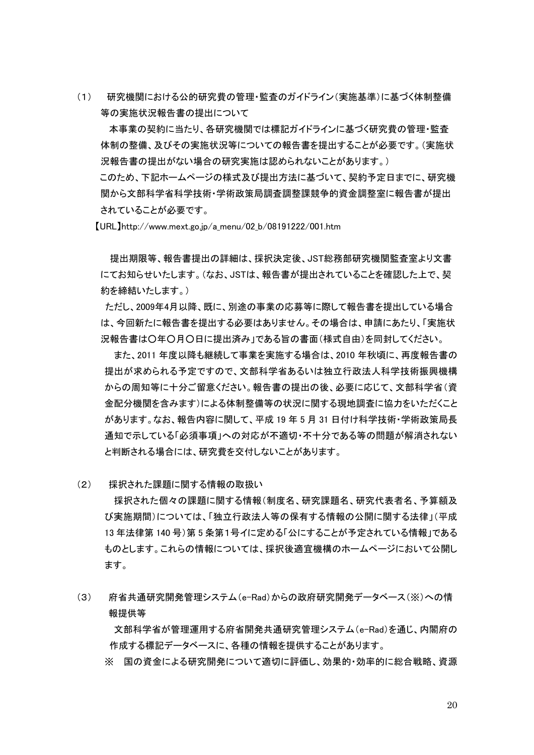（1）　研究機関における公的研究費の管理・監査のガイドライン（実施基準）に基づく体制整備等の実施状況報告書の提出について

本事業の契約に当たり、各研究機関では標記ガイドラインに基づく研究費の管理・監査体制の整備、及びその実施状況等についての報告書を提出することが必要です。（実施状況報告書の提出がない場合の研究実施は認められないことがあります。）

このため、下記ホームページの様式及び提出方法に基づいて、契約予定日までに、研究機関から文部科学省科学技術・学術政策局調査調整課競争的資金調整室に報告書が提出されていることが必要です。

【URL】http://www.mext.go.jp/a_menu/02_b/08191222/001.htm

提出期限等、報告書提出の詳細は、採択決定後、JST総務部研究機関監査室より文書にてお知らせいたします。（なお、JSTは、報告書が提出されていることを確認した上で、契約を締結いたします。）

ただし、2009年4月以降、既に、別途の事業の応募等に際して報告書を提出している場合は、今回新たに報告書を提出する必要はありません。その場合は、申請にあたり、「実施状況報告書は○年○月○日に提出済み」である旨の書面（様式自由）を同封してください。

また、2011 年度以降も継続して事業を実施する場合は、2010 年秋頃に、再度報告書の提出が求められる予定ですので、文部科学省あるいは独立行政法人科学技術振興機構からの周知等に十分ご留意ください。報告書の提出の後、必要に応じて、文部科学省（資金配分機関を含みます）による体制整備等の状況に関する現地調査に協力をいただくことがあります。なお、報告内容に関して、平成 19 年 5 月 31 日付け科学技術・学術政策局長通知で示している「必須事項」への対応が不適切・不十分である等の問題が解消されないと判断される場合には、研究費を交付しないことがあります。

（2）　採択された課題に関する情報の取扱い

採択された個々の課題に関する情報（制度名、研究課題名、研究代表者名、予算額及び実施期間）については、「独立行政法人等の保有する情報の公開に関する法律」（平成 13 年法律第 140 号）第 5 条第1号イに定める「公にすることが予定されている情報」であるものとします。これらの情報については、採択後適宜機構のホームページにおいて公開します。

（3）　府省共通研究開発管理システム（e-Rad）からの政府研究開発データベース（※）への情報提供等

文部科学省が管理運用する府省開発共通研究管理システム（e-Rad）を通じ、内閣府の作成する標記データベースに、各種の情報を提供することがあります。

※　国の資金による研究開発について適切に評価し、効果的・効率的に総合戦略、資源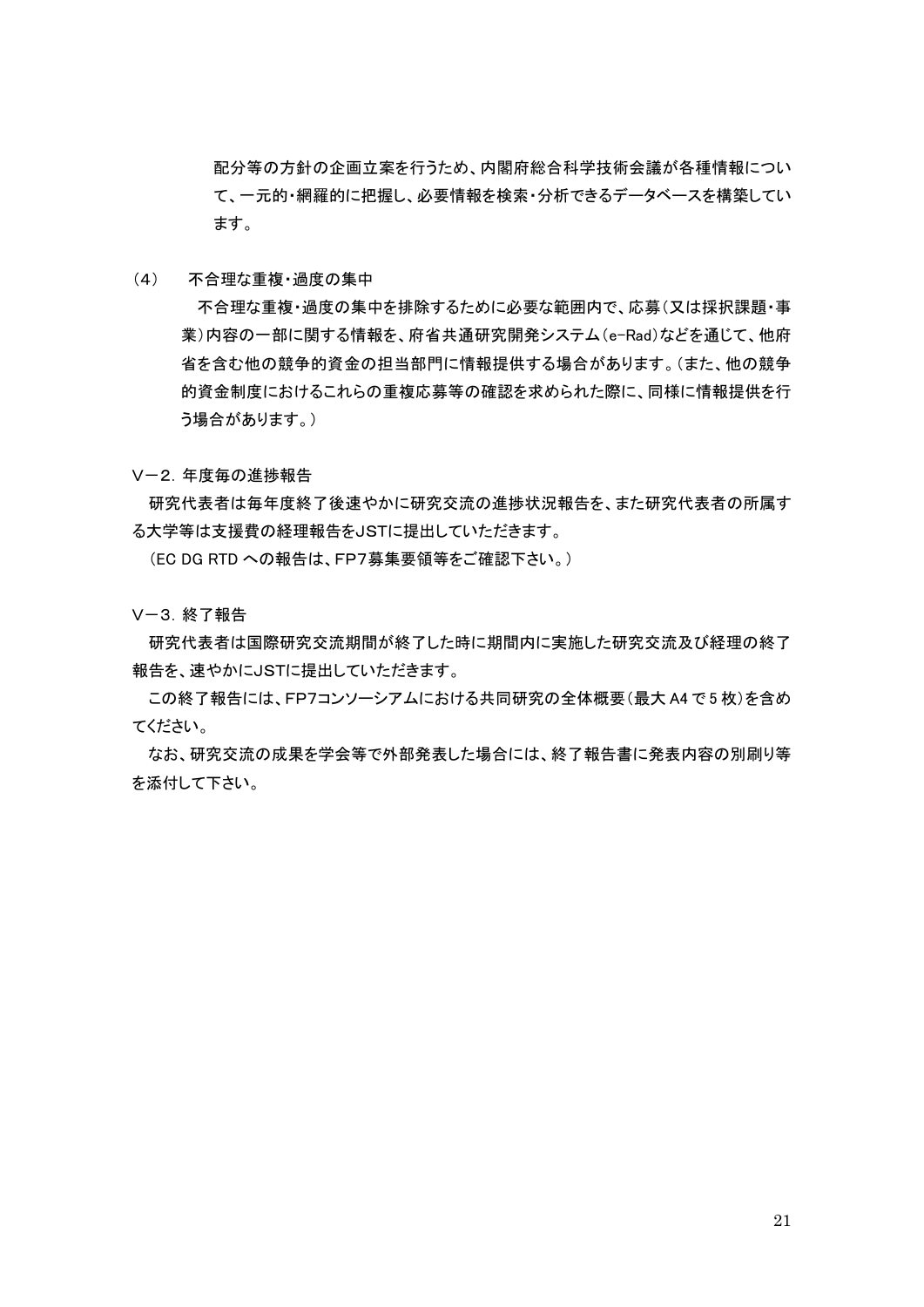配分等の方針の企画立案を行うため、内閣府総合科学技術会議が各種情報について、一元的・網羅的に把握し、必要情報を検索・分析できるデータベースを構築しています。

（4）　不合理な重複・過度の集中

不合理な重複・過度の集中を排除するために必要な範囲内で、応募（又は採択課題・事業）内容の一部に関する情報を、府省共通研究開発システム（e-Rad）などを通じて、他府省を含む他の競争的資金の担当部門に情報提供する場合があります。（また、他の競争的資金制度におけるこれらの重複応募等の確認を求められた際に、同様に情報提供を行う場合があります。）

### V－2．年度毎の進捗報告

研究代表者は毎年度終了後速やかに研究交流の進捗状況報告を、また研究代表者の所属する大学等は支援費の経理報告をJSTに提出していただきます。

（EC DG RTD への報告は、FP7募集要領等をご確認下さい。）

### V－3．終了報告

研究代表者は国際研究交流期間が終了した時に期間内に実施した研究交流及び経理の終了報告を、速やかにJSTに提出していただきます。

この終了報告には、FP7コンソーシアムにおける共同研究の全体概要（最大 A4 で 5 枚）を含めてください。

なお、研究交流の成果を学会等で外部発表した場合には、終了報告書に発表内容の別刷り等を添付して下さい。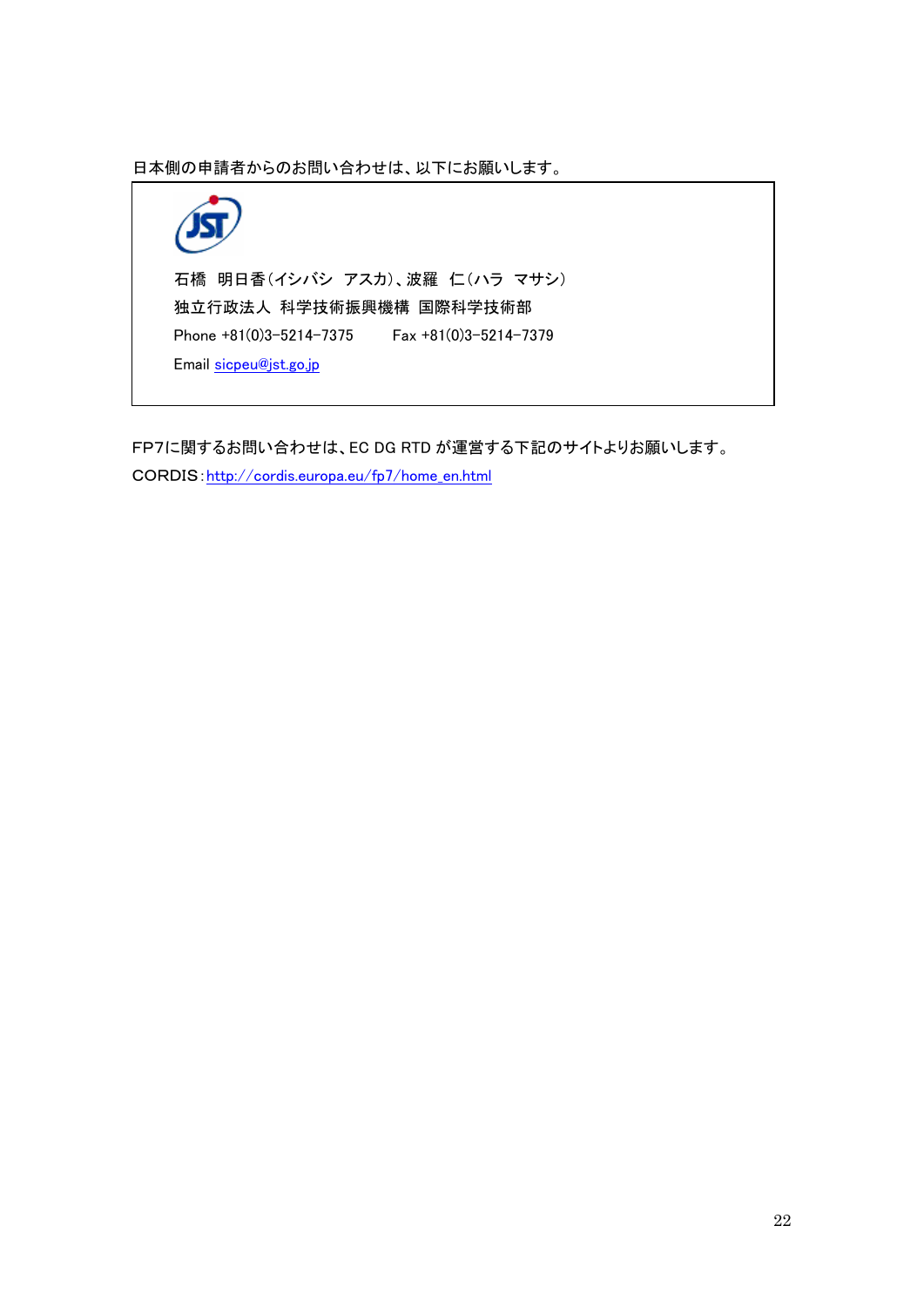日本側の申請者からのお問い合わせは、以下にお願いします。

石橋　明日香（イシバシ　アスカ）、波羅　仁（ハラ　マサシ）
独立行政法人 科学技術振興機構 国際科学技術部
Phone +81(0)3-5214-7375　　Fax +81(0)3-5214-7379
Email sicpeu@jst.go.jp

FP7に関するお問い合わせは、EC DG RTD が運営する下記のサイトよりお願いします。
CORDIS：http://cordis.europa.eu/fp7/home_en.html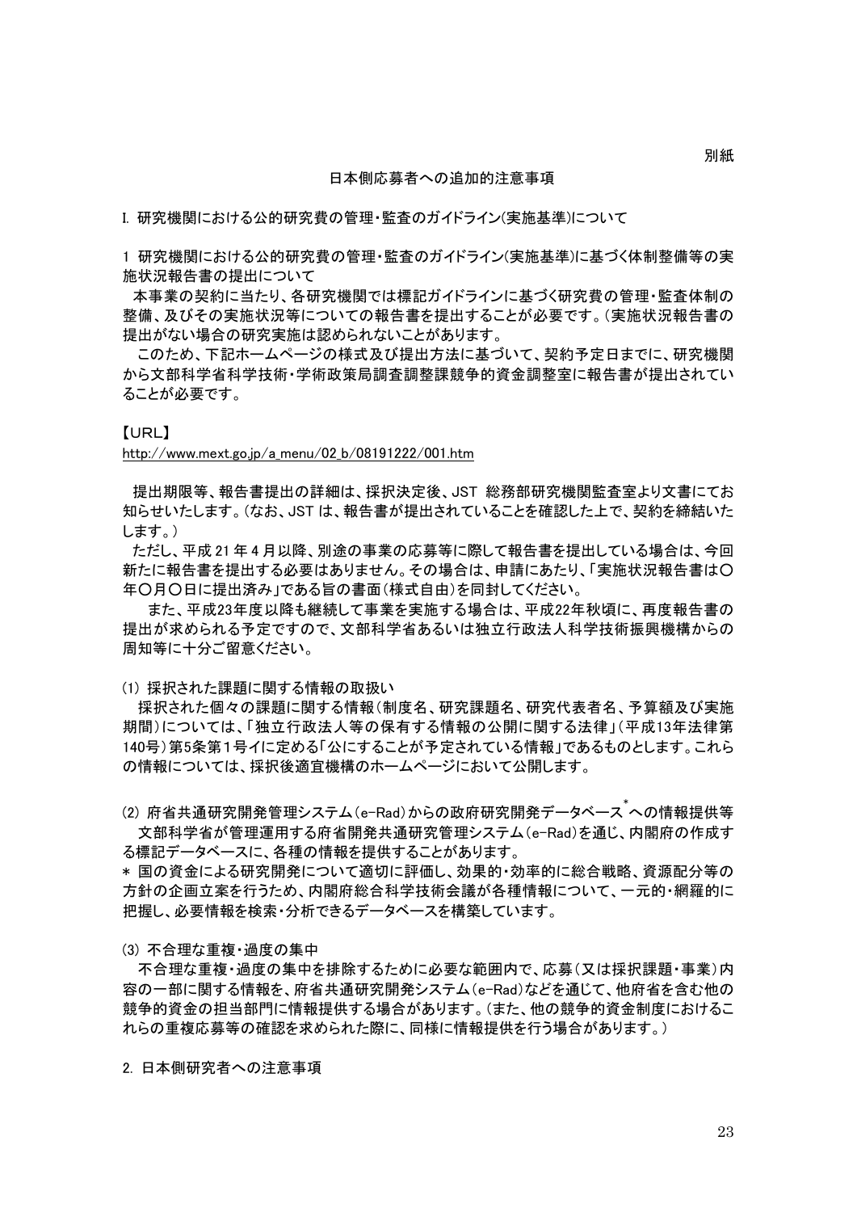別紙

## 日本側応募者への追加的注意事項

### I. 研究機関における公的研究費の管理・監査のガイドライン(実施基準)について

1 研究機関における公的研究費の管理・監査のガイドライン(実施基準)に基づく体制整備等の実施状況報告書の提出について

本事業の契約に当たり、各研究機関では標記ガイドラインに基づく研究費の管理・監査体制の整備、及びその実施状況等についての報告書を提出することが必要です。(実施状況報告書の提出がない場合の研究実施は認められないことがあります。

このため、下記ホームページの様式及び提出方法に基づいて、契約予定日までに、研究機関から文部科学省科学技術・学術政策局調査調整課競争的資金調整室に報告書が提出されていることが必要です。

【URL】

http://www.mext.go.jp/a_menu/02_b/08191222/001.htm

提出期限等、報告書提出の詳細は、採択決定後、JST 総務部研究機関監査室より文書にてお知らせいたします。(なお、JST は、報告書が提出されていることを確認した上で、契約を締結いたします。)

ただし、平成 21 年 4 月以降、別途の事業の応募等に際して報告書を提出している場合は、今回新たに報告書を提出する必要はありません。その場合は、申請にあたり、「実施状況報告書は〇年〇月〇日に提出済み」である旨の書面(様式自由)を同封してください。

また、平成23年度以降も継続して事業を実施する場合は、平成22年秋頃に、再度報告書の提出が求められる予定ですので、文部科学省あるいは独立行政法人科学技術振興機構からの周知等に十分ご留意ください。

(1) 採択された課題に関する情報の取扱い

採択された個々の課題に関する情報(制度名、研究課題名、研究代表者名、予算額及び実施期間)については、「独立行政法人等の保有する情報の公開に関する法律」(平成13年法律第140号)第5条第1号イに定める「公にすることが予定されている情報」であるものとします。これらの情報については、採択後適宜機構のホームページにおいて公開します。

(2) 府省共通研究開発管理システム(e-Rad)からの政府研究開発データベース*への情報提供等

文部科学省が管理運用する府省開発共通研究管理システム(e-Rad)を通じ、内閣府の作成する標記データベースに、各種の情報を提供することがあります。

\* 国の資金による研究開発について適切に評価し、効果的・効率的に総合戦略、資源配分等の方針の企画立案を行うため、内閣府総合科学技術会議が各種情報について、一元的・網羅的に把握し、必要情報を検索・分析できるデータベースを構築しています。

(3) 不合理な重複・過度の集中

不合理な重複・過度の集中を排除するために必要な範囲内で、応募(又は採択課題・事業)内容の一部に関する情報を、府省共通研究開発システム(e-Rad)などを通じて、他府省を含む他の競争的資金の担当部門に情報提供する場合があります。(また、他の競争的資金制度におけるこれらの重複応募等の確認を求められた際に、同様に情報提供を行う場合があります。)

2. 日本側研究者への注意事項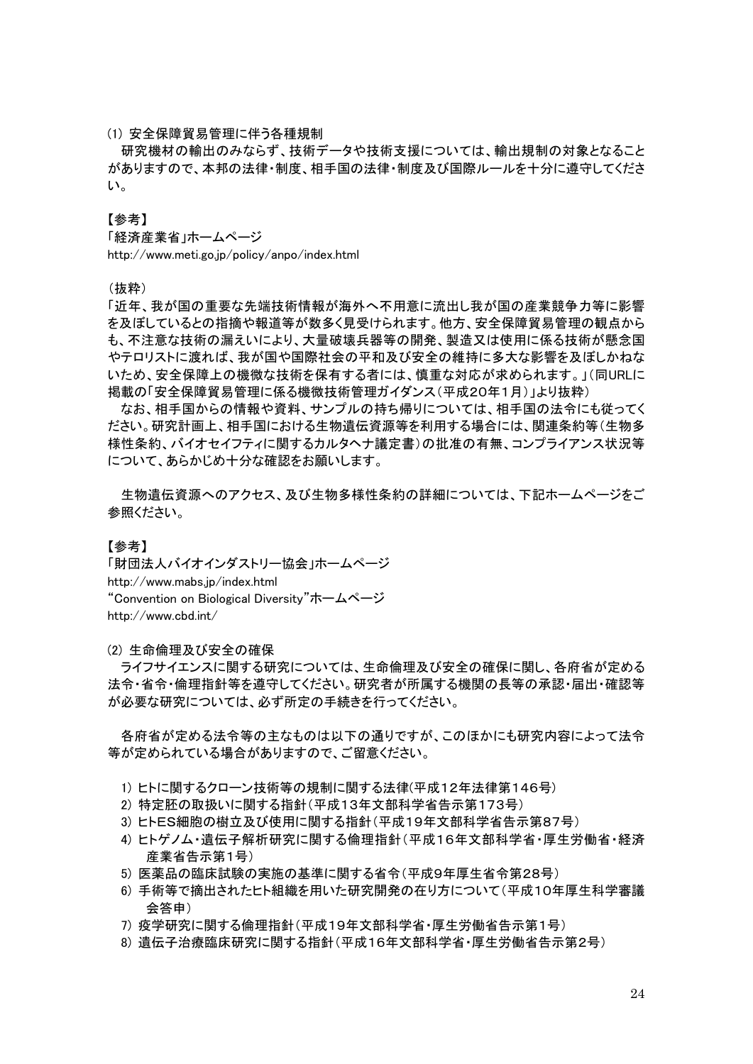⑴ 安全保障貿易管理に伴う各種規制

研究機材の輸出のみならず、技術データや技術支援については、輸出規制の対象となることがありますので、本邦の法律・制度、相手国の法律・制度及び国際ルールを十分に遵守してください。

【参考】
「経済産業省」ホームページ
http://www.meti.go.jp/policy/anpo/index.html

（抜粋）
「近年、我が国の重要な先端技術情報が海外へ不用意に流出し我が国の産業競争力等に影響を及ぼしているとの指摘や報道等が数多く見受けられます。他方、安全保障貿易管理の観点からも、不注意な技術の漏えいにより、大量破壊兵器等の開発、製造又は使用に係る技術が懸念国やテロリストに渡れば、我が国や国際社会の平和及び安全の維持に多大な影響を及ぼしかねないため、安全保障上の機微な技術を保有する者には、慎重な対応が求められます。」（同URLに掲載の「安全保障貿易管理に係る機微技術管理ガイダンス（平成20年1月）」より抜粋）

なお、相手国からの情報や資料、サンプルの持ち帰りについては、相手国の法令にも従ってください。研究計画上、相手国における生物遺伝資源等を利用する場合には、関連条約等（生物多様性条約、バイオセイフティに関するカルタヘナ議定書）の批准の有無、コンプライアンス状況等について、あらかじめ十分な確認をお願いします。

生物遺伝資源へのアクセス、及び生物多様性条約の詳細については、下記ホームページをご参照ください。

【参考】
「財団法人バイオインダストリー協会」ホームページ
http://www.mabs.jp/index.html
“Convention on Biological Diversity”ホームページ
http://www.cbd.int/

⑵ 生命倫理及び安全の確保

ライフサイエンスに関する研究については、生命倫理及び安全の確保に関し、各府省が定める法令・省令・倫理指針等を遵守してください。研究者が所属する機関の長等の承認・届出・確認等が必要な研究については、必ず所定の手続きを行ってください。

各府省が定める法令等の主なものは以下の通りですが、このほかにも研究内容によって法令等が定められている場合がありますので、ご留意ください。

1) ヒトに関するクローン技術等の規制に関する法律(平成12年法律第146号)
2) 特定胚の取扱いに関する指針（平成13年文部科学省告示第173号）
3) ヒトES細胞の樹立及び使用に関する指針（平成19年文部科学省告示第87号）
4) ヒトゲノム・遺伝子解析研究に関する倫理指針（平成16年文部科学省・厚生労働省・経済産業省告示第1号）
5) 医薬品の臨床試験の実施の基準に関する省令（平成9年厚生省令第28号）
6) 手術等で摘出されたヒト組織を用いた研究開発の在り方について（平成10年厚生科学審議会答申）
7) 疫学研究に関する倫理指針（平成19年文部科学省・厚生労働省告示第1号）
8) 遺伝子治療臨床研究に関する指針（平成16年文部科学省・厚生労働省告示第2号）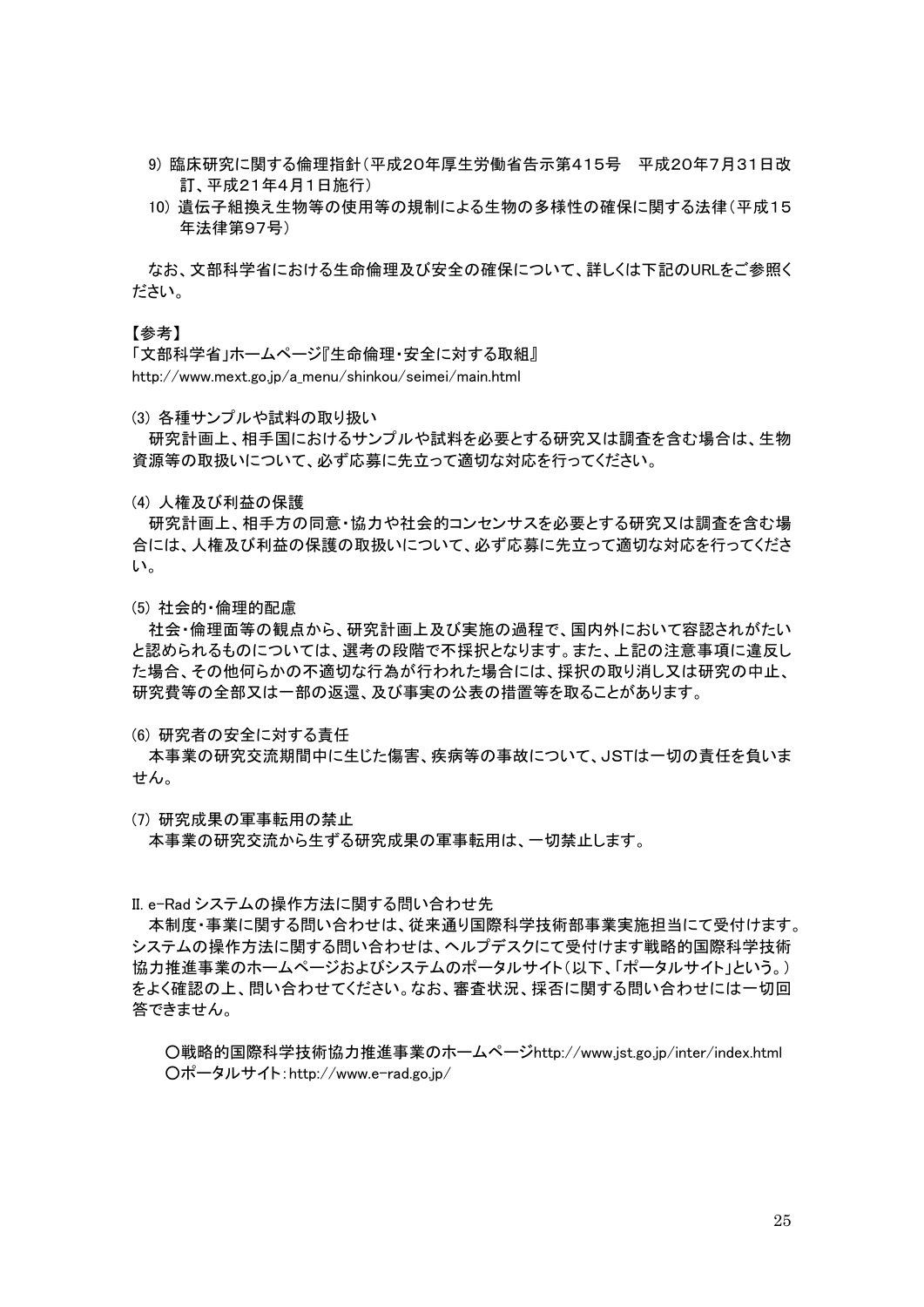9) 臨床研究に関する倫理指針（平成20年厚生労働省告示第415号　平成20年7月31日改訂、平成21年4月1日施行）

10) 遺伝子組換え生物等の使用等の規制による生物の多様性の確保に関する法律（平成15年法律第97号）

なお、文部科学省における生命倫理及び安全の確保について、詳しくは下記のURLをご参照ください。

【参考】

「文部科学省」ホームページ『生命倫理・安全に対する取組』
http://www.mext.go.jp/a_menu/shinkou/seimei/main.html

⑶ 各種サンプルや試料の取り扱い

研究計画上、相手国におけるサンプルや試料を必要とする研究又は調査を含む場合は、生物資源等の取扱いについて、必ず応募に先立って適切な対応を行ってください。

⑷ 人権及び利益の保護

研究計画上、相手方の同意・協力や社会的コンセンサスを必要とする研究又は調査を含む場合には、人権及び利益の保護の取扱いについて、必ず応募に先立って適切な対応を行ってください。

⑸ 社会的・倫理的配慮

社会・倫理面等の観点から、研究計画上及び実施の過程で、国内外において容認されがたいと認められるものについては、選考の段階で不採択となります。また、上記の注意事項に違反した場合、その他何らかの不適切な行為が行われた場合には、採択の取り消し又は研究の中止、研究費等の全部又は一部の返還、及び事実の公表の措置等を取ることがあります。

⑹ 研究者の安全に対する責任

本事業の研究交流期間中に生じた傷害、疾病等の事故について、JSTは一切の責任を負いません。

⑺ 研究成果の軍事転用の禁止

本事業の研究交流から生ずる研究成果の軍事転用は、一切禁止します。

Ⅱ. e-Rad システムの操作方法に関する問い合わせ先

本制度・事業に関する問い合わせは、従来通り国際科学技術部事業実施担当にて受付けます。システムの操作方法に関する問い合わせは、ヘルプデスクにて受付けます戦略的国際科学技術協力推進事業のホームページおよびシステムのポータルサイト（以下、「ポータルサイト」という。）をよく確認の上、問い合わせてください。なお、審査状況、採否に関する問い合わせには一切回答できません。

〇戦略的国際科学技術協力推進事業のホームページhttp://www.jst.go.jp/inter/index.html
〇ポータルサイト：http://www.e-rad.go.jp/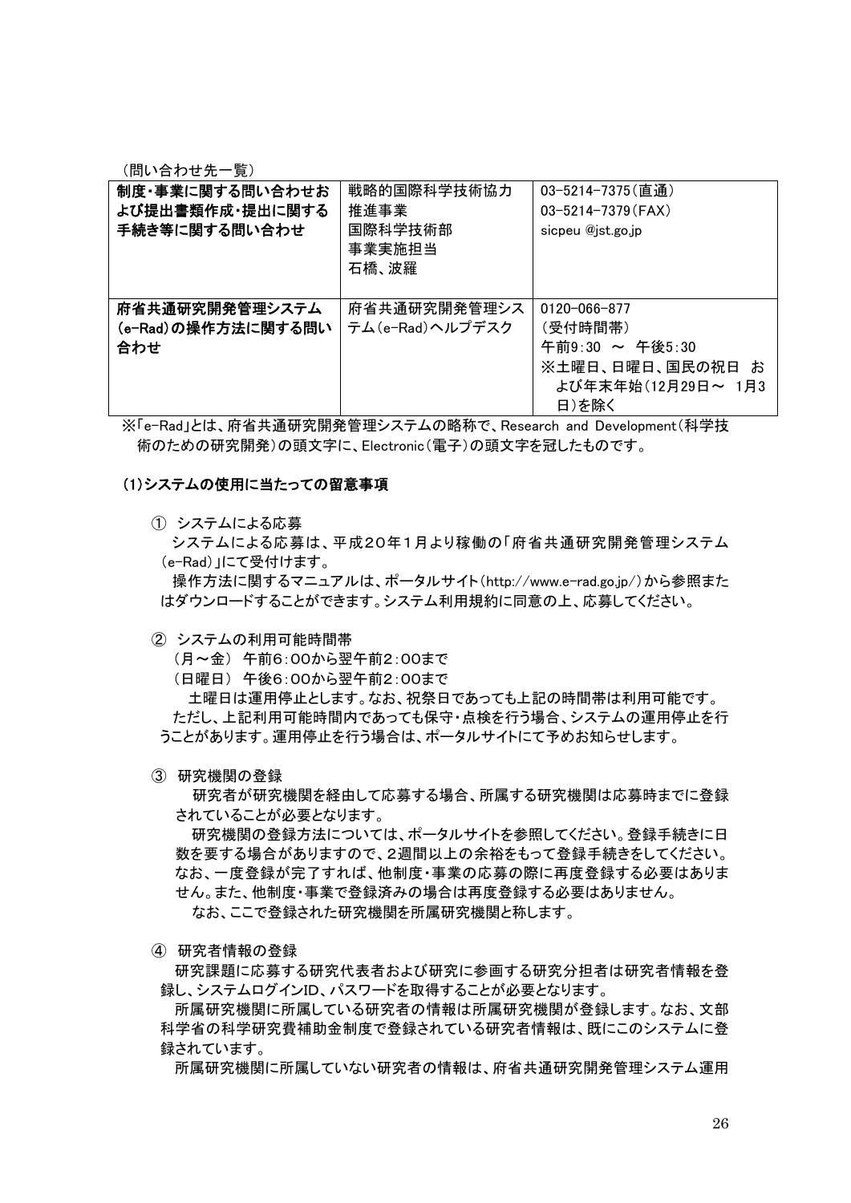（問い合わせ先一覧）

| | | |
|---|---|---|
| **制度・事業に関する問い合わせおよび提出書類作成・提出に関する手続き等に関する問い合わせ** | 戦略的国際科学技術協力推進事業<br>国際科学技術部<br>事業実施担当<br>石橋、波羅 | 03-5214-7375（直通）<br>03-5214-7379（FAX）<br>sicpeu @jst.go.jp |
| **府省共通研究開発管理システム(e-Rad)の操作方法に関する問い合わせ** | 府省共通研究開発管理システム(e-Rad)ヘルプデスク | 0120-066-877<br>（受付時間帯）<br>午前9:30 ～ 午後5:30<br>※土曜日、日曜日、国民の祝日 および年末年始（12月29日～ 1月3日）を除く |

※「e-Rad」とは、府省共通研究開発管理システムの略称で、Research and Development（科学技術のための研究開発）の頭文字に、Electronic（電子）の頭文字を冠したものです。

### (1)システムの使用に当たっての留意事項

① システムによる応募

システムによる応募は、平成20年1月より稼働の「府省共通研究開発管理システム(e-Rad)」にて受付けます。

操作方法に関するマニュアルは、ポータルサイト（http://www.e-rad.go.jp/）から参照またはダウンロードすることができます。システム利用規約に同意の上、応募してください。

② システムの利用可能時間帯

（月～金） 午前6：00から翌午前2：00まで

（日曜日） 午後6：00から翌午前2：00まで

土曜日は運用停止とします。なお、祝祭日であっても上記の時間帯は利用可能です。

ただし、上記利用可能時間内であっても保守・点検を行う場合、システムの運用停止を行うことがあります。運用停止を行う場合は、ポータルサイトにて予めお知らせします。

③ 研究機関の登録

研究者が研究機関を経由して応募する場合、所属する研究機関は応募時までに登録されていることが必要となります。

研究機関の登録方法については、ポータルサイトを参照してください。登録手続きに日数を要する場合がありますので、2週間以上の余裕をもって登録手続きをしてください。なお、一度登録が完了すれば、他制度・事業の応募の際に再度登録する必要はありません。また、他制度・事業で登録済みの場合は再度登録する必要はありません。

なお、ここで登録された研究機関を所属研究機関と称します。

④ 研究者情報の登録

研究課題に応募する研究代表者および研究に参画する研究分担者は研究者情報を登録し、システムログインID、パスワードを取得することが必要となります。

所属研究機関に所属している研究者の情報は所属研究機関が登録します。なお、文部科学省の科学研究費補助金制度で登録されている研究者情報は、既にこのシステムに登録されています。

所属研究機関に所属していない研究者の情報は、府省共通研究開発管理システム運用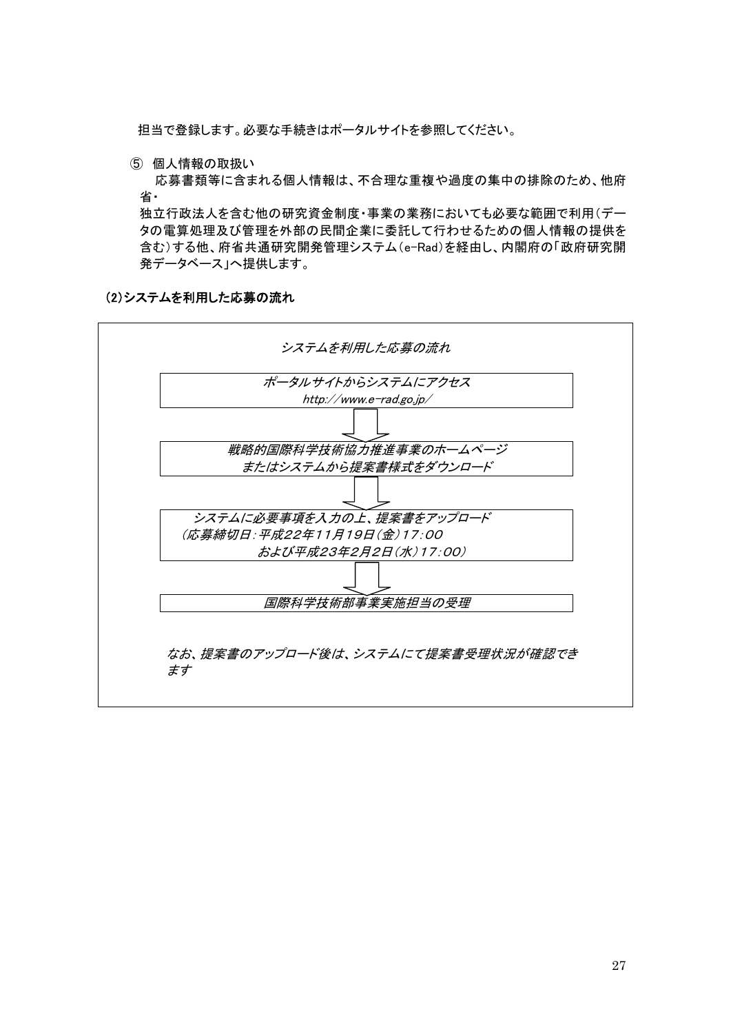担当で登録します。必要な手続きはポータルサイトを参照してください。

⑤ 個人情報の取扱い

応募書類等に含まれる個人情報は、不合理な重複や過度の集中の排除のため、他府省・

独立行政法人を含む他の研究資金制度・事業の業務においても必要な範囲で利用（データの電算処理及び管理を外部の民間企業に委託して行わせるための個人情報の提供を含む）する他、府省共通研究開発管理システム（e-Rad）を経由し、内閣府の「政府研究開発データベース」へ提供します。

**(2)システムを利用した応募の流れ**

*システムを利用した応募の流れ*

*ポータルサイトからシステムにアクセス*
*http://www.e-rad.go.jp/*

↓

*戦略的国際科学技術協力推進事業のホームページ*
*またはシステムから提案書様式をダウンロード*

↓

*システムに必要事項を入力の上、提案書をアップロード*
*（応募締切日：平成22年11月19日（金）17：00*
*および平成23年2月2日（水）17：00）*

↓

*国際科学技術部事業実施担当の受理*

*なお、提案書のアップロード後は、システムにて提案書受理状況が確認できます*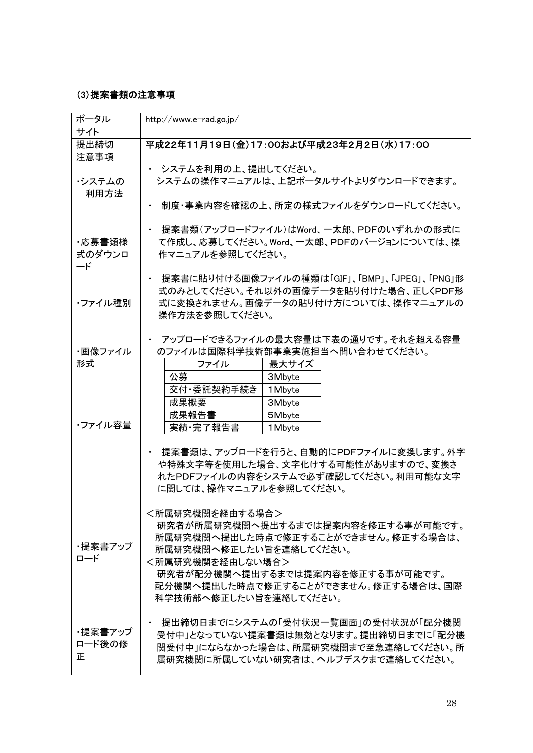### (3)提案書類の注意事項

| ポータルサイト | http://www.e-rad.go.jp/ |
|---|---|
| 提出締切 | **平成22年11月19日(金)17:00および平成23年2月2日(水)17:00** |
| 注意事項<br><br>・システムの利用方法<br><br>・応募書類様式のダウンロード<br><br>・ファイル種別<br><br>・画像ファイル形式<br><br>・ファイル容量<br><br>・提案書アップロード<br><br>・提案書アップロード後の修正 | ・ システムを利用の上、提出してください。<br>システムの操作マニュアルは、上記ポータルサイトよりダウンロードできます。<br><br>・ 制度・事業内容を確認の上、所定の様式ファイルをダウンロードしてください。<br><br>・ 提案書類(アップロードファイル)はWord、一太郎、PDFのいずれかの形式にて作成し、応募してください。Word、一太郎、PDFのバージョンについては、操作マニュアルを参照してください。<br><br>・ 提案書に貼り付ける画像ファイルの種類は「GIF」、「BMP」、「JPEG」、「PNG」形式のみとしてください。それ以外の画像データを貼り付けた場合、正しくPDF形式に変換されません。画像データの貼り付け方については、操作マニュアルの操作方法を参照してください。<br><br>・ アップロードできるファイルの最大容量は下表の通りです。それを超える容量のファイルは国際科学技術部事業実施担当へ問い合わせてください。<br><br>ファイル ／ 最大サイズ<br>公募 ／ 3Mbyte<br>交付・委託契約手続き ／ 1Mbyte<br>成果概要 ／ 3Mbyte<br>成果報告書 ／ 5Mbyte<br>実績・完了報告書 ／ 1Mbyte<br><br>・ 提案書類は、アップロードを行うと、自動的にPDFファイルに変換します。外字や特殊文字等を使用した場合、文字化けする可能性がありますので、変換されたPDFファイルの内容をシステムで必ず確認してください。利用可能な文字に関しては、操作マニュアルを参照してください。<br><br>＜所属研究機関を経由する場合＞<br>研究者が所属研究機関へ提出するまでは提案内容を修正する事が可能です。所属研究機関へ提出した時点で修正することができません。修正する場合は、所属研究機関へ修正したい旨を連絡してください。<br>＜所属研究機関を経由しない場合＞<br>研究者が配分機関へ提出するまでは提案内容を修正する事が可能です。配分機関へ提出した時点で修正することができません。修正する場合は、国際科学技術部へ修正したい旨を連絡してください。<br><br>・ 提出締切日までにシステムの「受付状況一覧画面」の受付状況が「配分機関受付中」となっていない提案書類は無効となります。提出締切日までに「配分機関受付中」にならなかった場合は、所属研究機関まで至急連絡してください。所属研究機関に所属していない研究者は、ヘルプデスクまで連絡してください。 |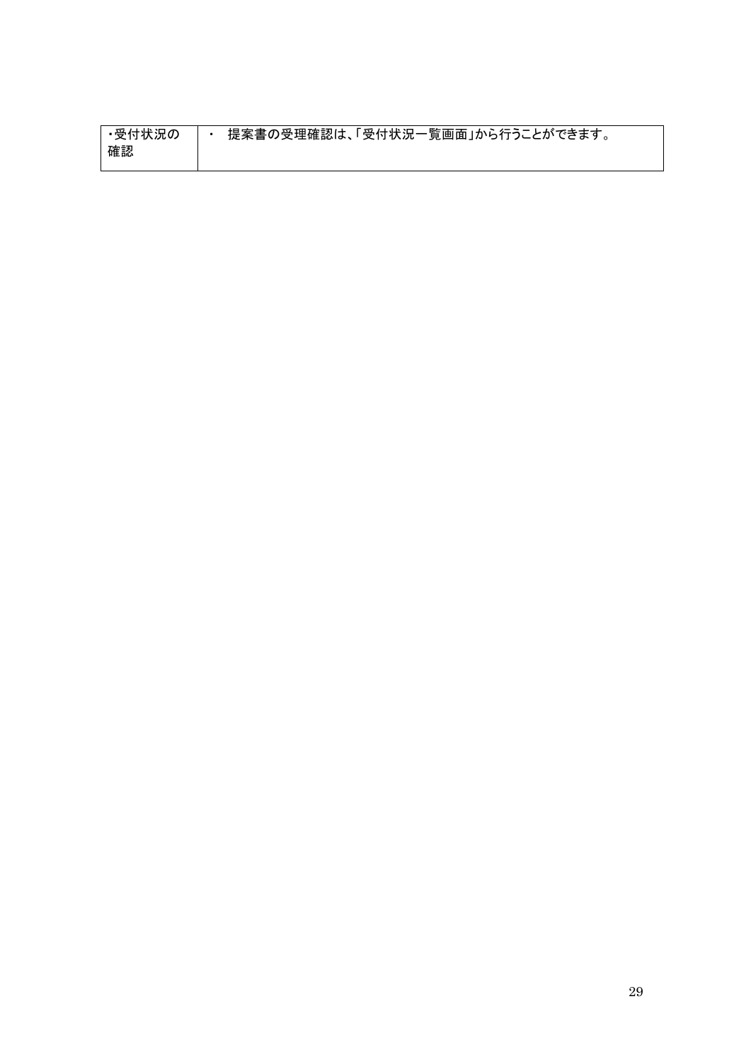| | |
|---|---|
| ・受付状況の確認 | ・　提案書の受理確認は、「受付状況一覧画面」から行うことができます。 |